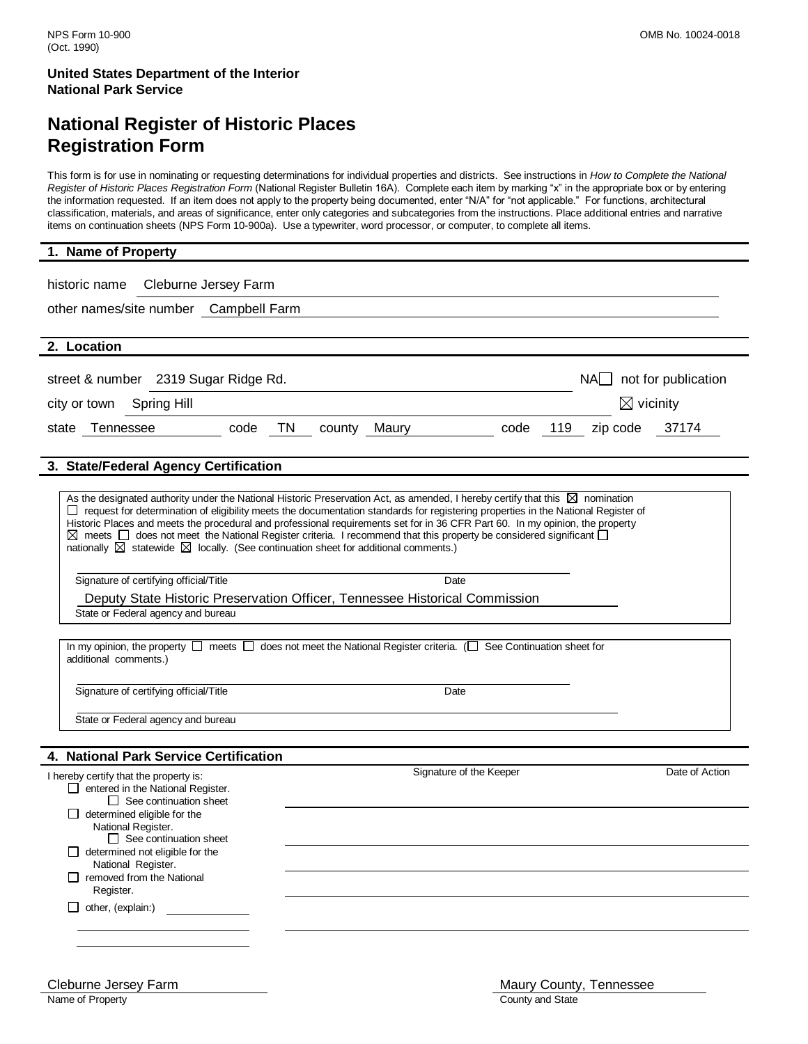NPS Form 10-900
(Oct. 1990)

OMB No. 10024-0018

**United States Department of the Interior**
**National Park Service**

# National Register of Historic Places Registration Form

This form is for use in nominating or requesting determinations for individual properties and districts. See instructions in *How to Complete the National Register of Historic Places Registration Form* (National Register Bulletin 16A). Complete each item by marking "x" in the appropriate box or by entering the information requested. If an item does not apply to the property being documented, enter "N/A" for "not applicable." For functions, architectural classification, materials, and areas of significance, enter only categories and subcategories from the instructions. Place additional entries and narrative items on continuation sheets (NPS Form 10-900a). Use a typewriter, word processor, or computer, to complete all items.

## 1. Name of Property

historic name Cleburne Jersey Farm

other names/site number Campbell Farm

## 2. Location

street & number 2319 Sugar Ridge Rd. NA ☐ not for publication

city or town Spring Hill ☒ vicinity

state Tennessee code TN county Maury code 119 zip code 37174

## 3. State/Federal Agency Certification

As the designated authority under the National Historic Preservation Act, as amended, I hereby certify that this ☒ nomination ☐ request for determination of eligibility meets the documentation standards for registering properties in the National Register of Historic Places and meets the procedural and professional requirements set for in 36 CFR Part 60. In my opinion, the property ☒ meets ☐ does not meet the National Register criteria. I recommend that this property be considered significant ☐ nationally ☒ statewide ☒ locally. (See continuation sheet for additional comments.)

Signature of certifying official/Title Date

Deputy State Historic Preservation Officer, Tennessee Historical Commission
State or Federal agency and bureau

In my opinion, the property ☐ meets ☐ does not meet the National Register criteria. (☐ See Continuation sheet for additional comments.)

Signature of certifying official/Title Date

State or Federal agency and bureau

## 4. National Park Service Certification

I hereby certify that the property is:

| | Signature of the Keeper | Date of Action |
|---|---|---|
| ☐ entered in the National Register. ☐ See continuation sheet | | |
| ☐ determined eligible for the National Register. ☐ See continuation sheet | | |
| ☐ determined not eligible for the National Register. | | |
| ☐ removed from the National Register. | | |
| ☐ other, (explain:) | | |

Cleburne Jersey Farm
Name of Property

Maury County, Tennessee
County and State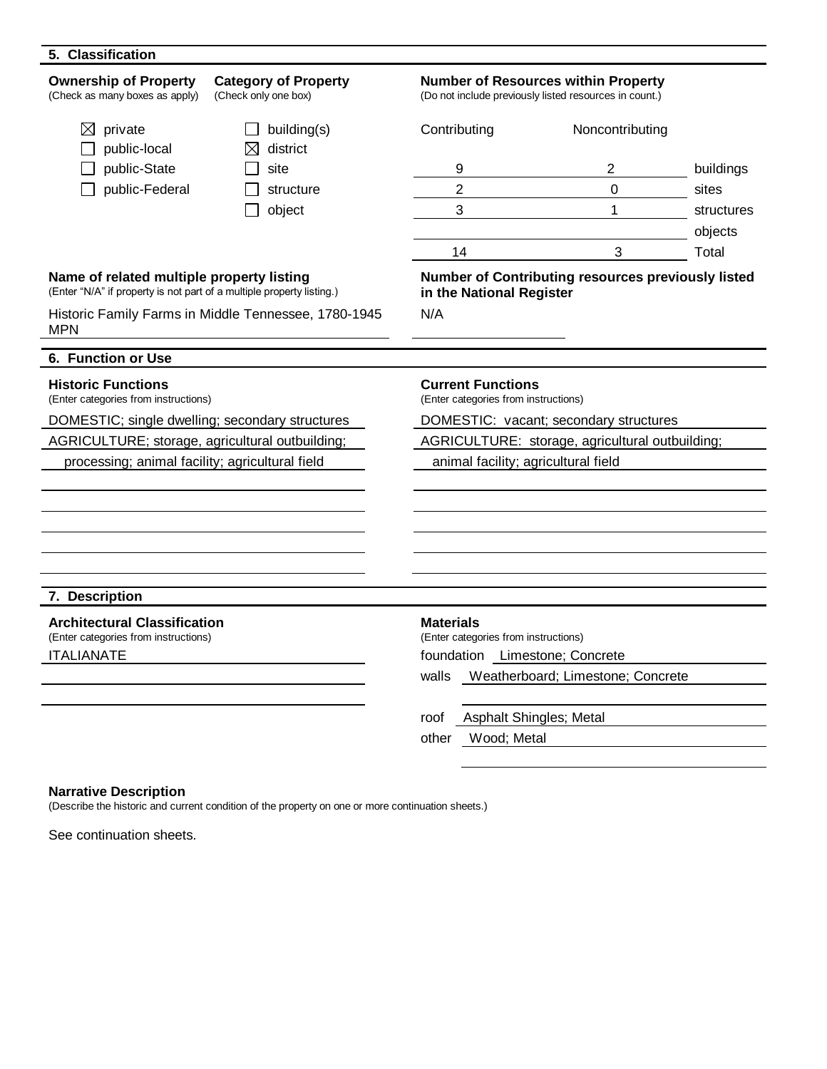## 5. Classification

**Ownership of Property**
(Check as many boxes as apply)

- ☒ private
- ☐ public-local
- ☐ public-State
- ☐ public-Federal

**Category of Property**
(Check only one box)

- ☐ building(s)
- ☒ district
- ☐ site
- ☐ structure
- ☐ object

**Number of Resources within Property**
(Do not include previously listed resources in count.)

| Contributing | Noncontributing | |
|---|---|---|
| 9 | 2 | buildings |
| 2 | 0 | sites |
| 3 | 1 | structures |
| | | objects |
| 14 | 3 | Total |

**Name of related multiple property listing**
(Enter "N/A" if property is not part of a multiple property listing.)

Historic Family Farms in Middle Tennessee, 1780-1945 MPN

**Number of Contributing resources previously listed in the National Register**

N/A

## 6. Function or Use

**Historic Functions**
(Enter categories from instructions)

DOMESTIC; single dwelling; secondary structures
AGRICULTURE; storage, agricultural outbuilding; processing; animal facility; agricultural field

**Current Functions**
(Enter categories from instructions)

DOMESTIC: vacant; secondary structures
AGRICULTURE: storage, agricultural outbuilding; animal facility; agricultural field

## 7. Description

**Architectural Classification**
(Enter categories from instructions)

ITALIANATE

**Materials**
(Enter categories from instructions)

foundation Limestone; Concrete
walls Weatherboard; Limestone; Concrete
roof Asphalt Shingles; Metal
other Wood; Metal

**Narrative Description**
(Describe the historic and current condition of the property on one or more continuation sheets.)

See continuation sheets.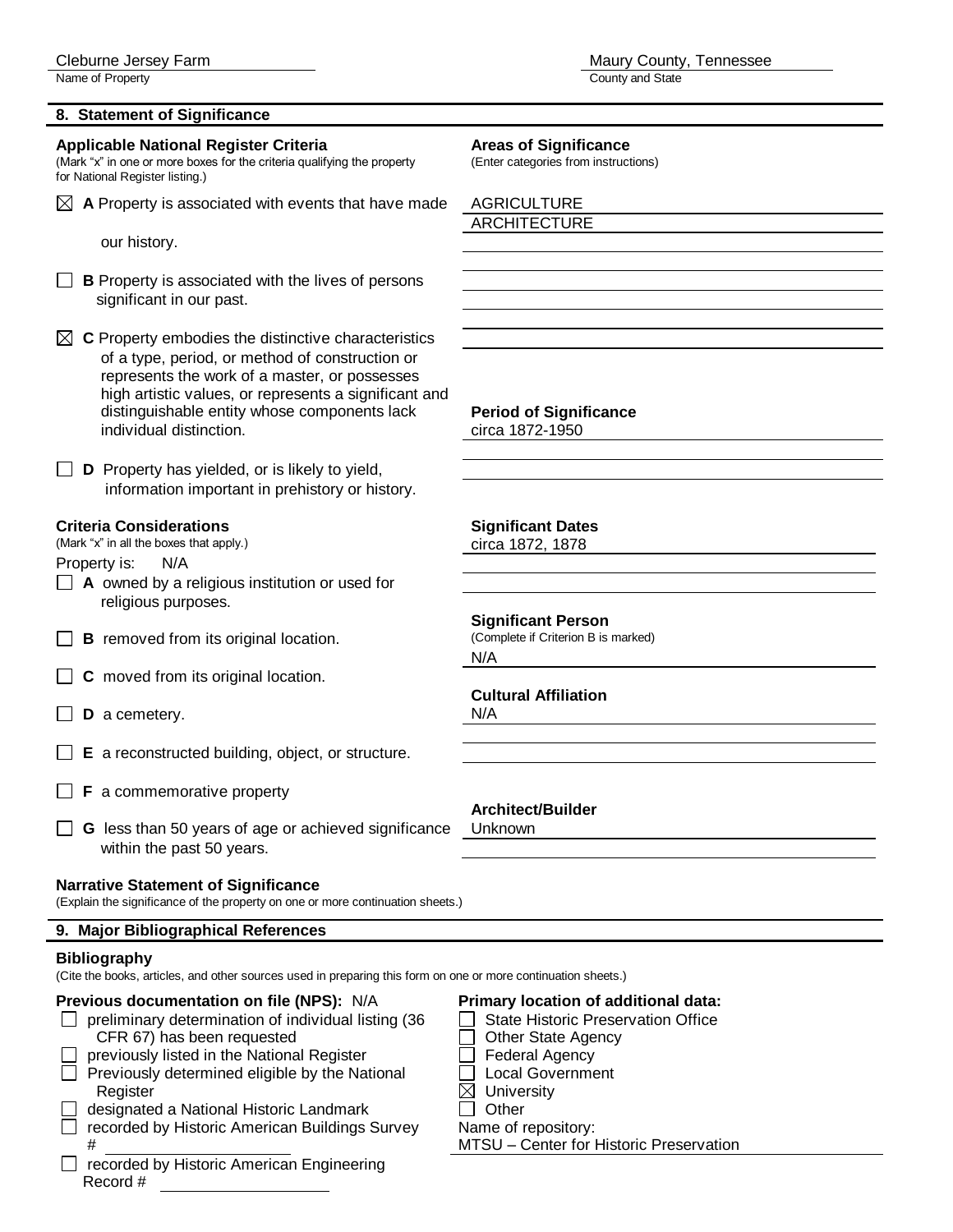Cleburne Jersey Farm
Name of Property

Maury County, Tennessee
County and State

## 8. Statement of Significance

**Applicable National Register Criteria**
(Mark "x" in one or more boxes for the criteria qualifying the property for National Register listing.)

☒ **A** Property is associated with events that have made our history.

☐ **B** Property is associated with the lives of persons significant in our past.

☒ **C** Property embodies the distinctive characteristics of a type, period, or method of construction or represents the work of a master, or possesses high artistic values, or represents a significant and distinguishable entity whose components lack individual distinction.

☐ **D** Property has yielded, or is likely to yield, information important in prehistory or history.

**Criteria Considerations**
(Mark "x" in all the boxes that apply.)

Property is: N/A

☐ **A** owned by a religious institution or used for religious purposes.

☐ **B** removed from its original location.

☐ **C** moved from its original location.

☐ **D** a cemetery.

☐ **E** a reconstructed building, object, or structure.

☐ **F** a commemorative property

☐ **G** less than 50 years of age or achieved significance within the past 50 years.

**Areas of Significance**
(Enter categories from instructions)

AGRICULTURE
ARCHITECTURE

**Period of Significance**
circa 1872-1950

**Significant Dates**
circa 1872, 1878

**Significant Person**
(Complete if Criterion B is marked)
N/A

**Cultural Affiliation**
N/A

**Architect/Builder**
Unknown

**Narrative Statement of Significance**
(Explain the significance of the property on one or more continuation sheets.)

## 9. Major Bibliographical References

**Bibliography**
(Cite the books, articles, and other sources used in preparing this form on one or more continuation sheets.)

**Previous documentation on file (NPS):** N/A

☐ preliminary determination of individual listing (36 CFR 67) has been requested
☐ previously listed in the National Register
☐ Previously determined eligible by the National Register
☐ designated a National Historic Landmark
☐ recorded by Historic American Buildings Survey #
☐ recorded by Historic American Engineering Record #

**Primary location of additional data:**

☐ State Historic Preservation Office
☐ Other State Agency
☐ Federal Agency
☐ Local Government
☒ University
☐ Other

Name of repository:
MTSU – Center for Historic Preservation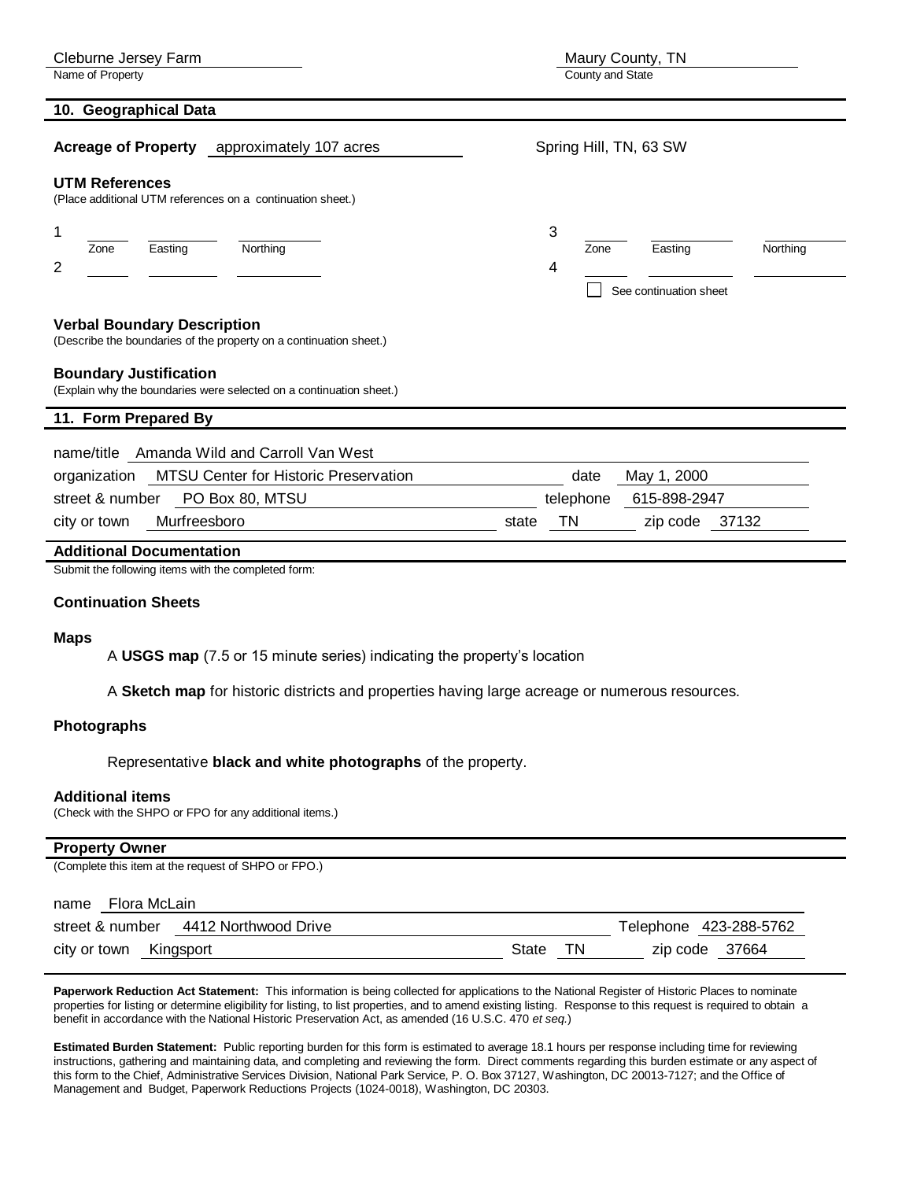Cleburne Jersey Farm
Name of Property

Maury County, TN
County and State

## 10. Geographical Data

**Acreage of Property** approximately 107 acres

Spring Hill, TN, 63 SW

**UTM References**
(Place additional UTM references on a continuation sheet.)

| | Zone | Easting | Northing | | Zone | Easting | Northing |
|---|---|---|---|---|---|---|---|
| 1 | | | | 3 | | | |
| 2 | | | | 4 | | | |

☐ See continuation sheet

**Verbal Boundary Description**
(Describe the boundaries of the property on a continuation sheet.)

**Boundary Justification**
(Explain why the boundaries were selected on a continuation sheet.)

## 11. Form Prepared By

name/title Amanda Wild and Carroll Van West

organization MTSU Center for Historic Preservation date May 1, 2000

street & number PO Box 80, MTSU telephone 615-898-2947

city or town Murfreesboro state TN zip code 37132

## Additional Documentation

Submit the following items with the completed form:

**Continuation Sheets**

**Maps**

A **USGS map** (7.5 or 15 minute series) indicating the property's location

A **Sketch map** for historic districts and properties having large acreage or numerous resources.

**Photographs**

Representative **black and white photographs** of the property.

**Additional items**
(Check with the SHPO or FPO for any additional items.)

## Property Owner

(Complete this item at the request of SHPO or FPO.)

name Flora McLain

street & number 4412 Northwood Drive Telephone 423-288-5762

city or town Kingsport State TN zip code 37664

**Paperwork Reduction Act Statement:** This information is being collected for applications to the National Register of Historic Places to nominate properties for listing or determine eligibility for listing, to list properties, and to amend existing listing. Response to this request is required to obtain a benefit in accordance with the National Historic Preservation Act, as amended (16 U.S.C. 470 *et seq.*)

**Estimated Burden Statement:** Public reporting burden for this form is estimated to average 18.1 hours per response including time for reviewing instructions, gathering and maintaining data, and completing and reviewing the form. Direct comments regarding this burden estimate or any aspect of this form to the Chief, Administrative Services Division, National Park Service, P. O. Box 37127, Washington, DC 20013-7127; and the Office of Management and Budget, Paperwork Reductions Projects (1024-0018), Washington, DC 20303.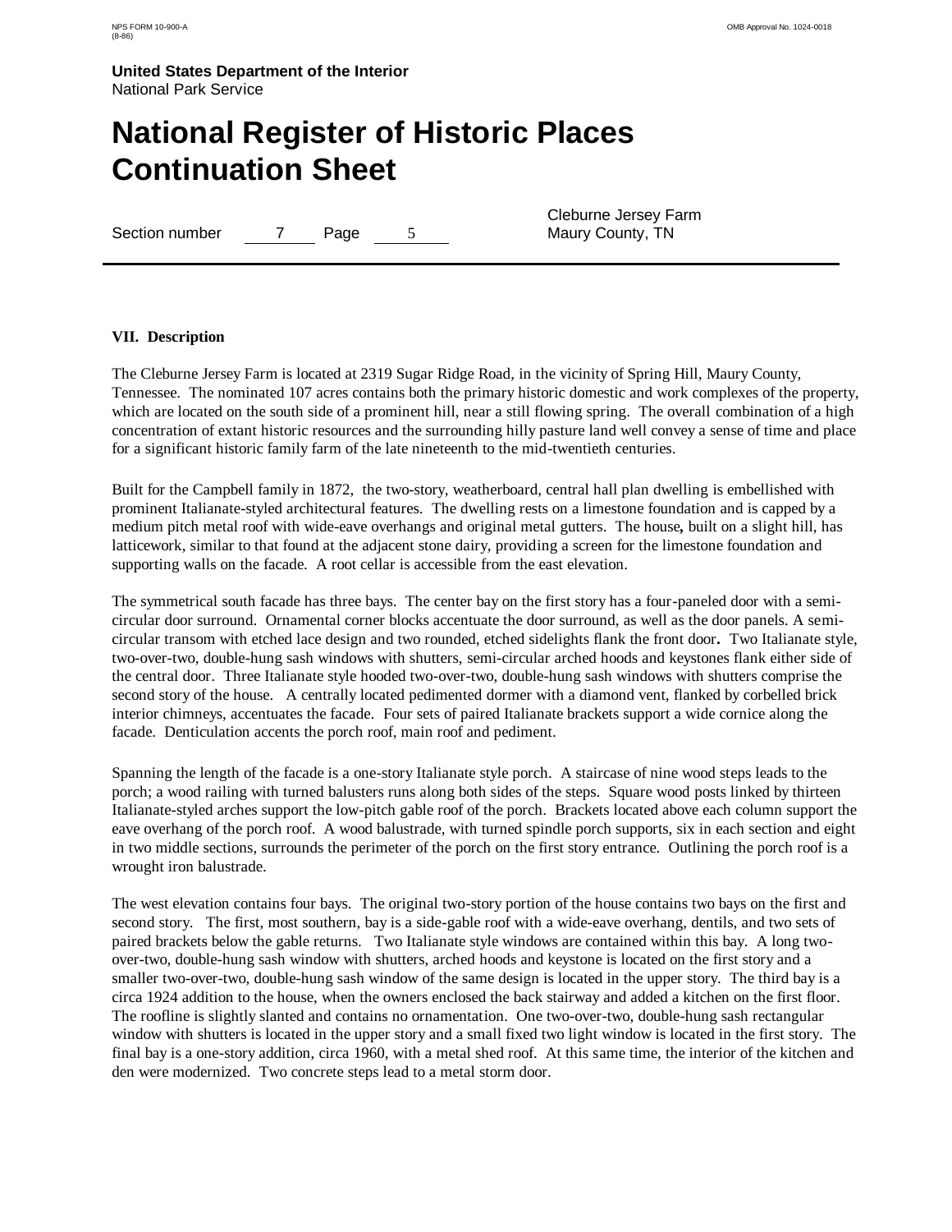**VII. Description**

The Cleburne Jersey Farm is located at 2319 Sugar Ridge Road, in the vicinity of Spring Hill, Maury County, Tennessee. The nominated 107 acres contains both the primary historic domestic and work complexes of the property, which are located on the south side of a prominent hill, near a still flowing spring. The overall combination of a high concentration of extant historic resources and the surrounding hilly pasture land well convey a sense of time and place for a significant historic family farm of the late nineteenth to the mid-twentieth centuries.

Built for the Campbell family in 1872, the two-story, weatherboard, central hall plan dwelling is embellished with prominent Italianate-styled architectural features. The dwelling rests on a limestone foundation and is capped by a medium pitch metal roof with wide-eave overhangs and original metal gutters. The house**,** built on a slight hill, has latticework, similar to that found at the adjacent stone dairy, providing a screen for the limestone foundation and supporting walls on the facade. A root cellar is accessible from the east elevation.

The symmetrical south facade has three bays. The center bay on the first story has a four-paneled door with a semi-circular door surround. Ornamental corner blocks accentuate the door surround, as well as the door panels. A semi-circular transom with etched lace design and two rounded, etched sidelights flank the front door**.** Two Italianate style, two-over-two, double-hung sash windows with shutters, semi-circular arched hoods and keystones flank either side of the central door. Three Italianate style hooded two-over-two, double-hung sash windows with shutters comprise the second story of the house. A centrally located pedimented dormer with a diamond vent, flanked by corbelled brick interior chimneys, accentuates the facade. Four sets of paired Italianate brackets support a wide cornice along the facade. Denticulation accents the porch roof, main roof and pediment.

Spanning the length of the facade is a one-story Italianate style porch. A staircase of nine wood steps leads to the porch; a wood railing with turned balusters runs along both sides of the steps. Square wood posts linked by thirteen Italianate-styled arches support the low-pitch gable roof of the porch. Brackets located above each column support the eave overhang of the porch roof. A wood balustrade, with turned spindle porch supports, six in each section and eight in two middle sections, surrounds the perimeter of the porch on the first story entrance. Outlining the porch roof is a wrought iron balustrade.

The west elevation contains four bays. The original two-story portion of the house contains two bays on the first and second story. The first, most southern, bay is a side-gable roof with a wide-eave overhang, dentils, and two sets of paired brackets below the gable returns. Two Italianate style windows are contained within this bay. A long two-over-two, double-hung sash window with shutters, arched hoods and keystone is located on the first story and a smaller two-over-two, double-hung sash window of the same design is located in the upper story. The third bay is a circa 1924 addition to the house, when the owners enclosed the back stairway and added a kitchen on the first floor. The roofline is slightly slanted and contains no ornamentation. One two-over-two, double-hung sash rectangular window with shutters is located in the upper story and a small fixed two light window is located in the first story. The final bay is a one-story addition, circa 1960, with a metal shed roof. At this same time, the interior of the kitchen and den were modernized. Two concrete steps lead to a metal storm door.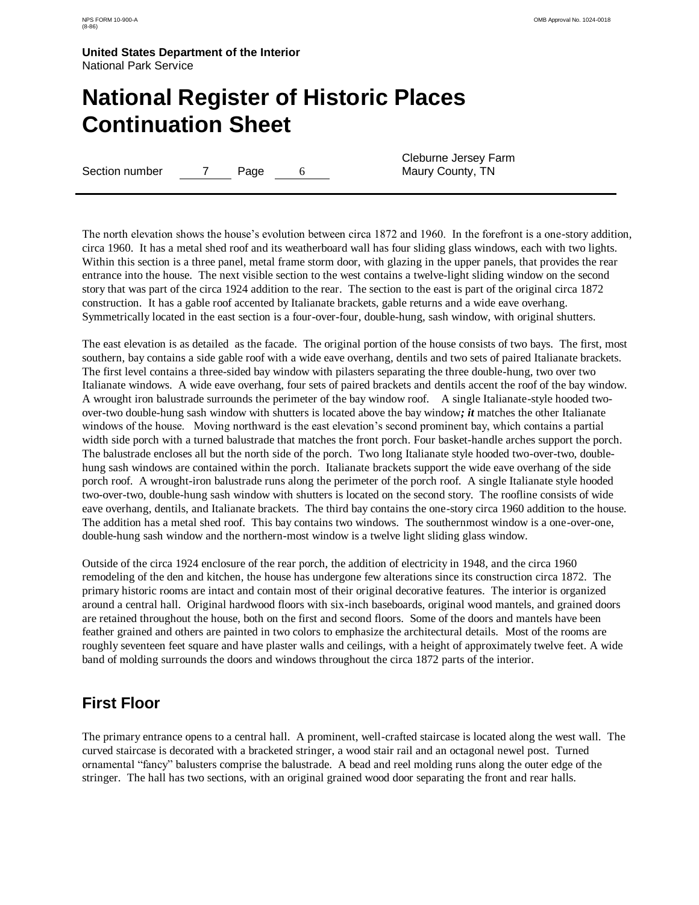The north elevation shows the house's evolution between circa 1872 and 1960. In the forefront is a one-story addition, circa 1960. It has a metal shed roof and its weatherboard wall has four sliding glass windows, each with two lights. Within this section is a three panel, metal frame storm door, with glazing in the upper panels, that provides the rear entrance into the house. The next visible section to the west contains a twelve-light sliding window on the second story that was part of the circa 1924 addition to the rear. The section to the east is part of the original circa 1872 construction. It has a gable roof accented by Italianate brackets, gable returns and a wide eave overhang. Symmetrically located in the east section is a four-over-four, double-hung, sash window, with original shutters.

The east elevation is as detailed as the facade. The original portion of the house consists of two bays. The first, most southern, bay contains a side gable roof with a wide eave overhang, dentils and two sets of paired Italianate brackets. The first level contains a three-sided bay window with pilasters separating the three double-hung, two over two Italianate windows. A wide eave overhang, four sets of paired brackets and dentils accent the roof of the bay window. A wrought iron balustrade surrounds the perimeter of the bay window roof. A single Italianate-style hooded two-over-two double-hung sash window with shutters is located above the bay window***; it*** matches the other Italianate windows of the house. Moving northward is the east elevation's second prominent bay, which contains a partial width side porch with a turned balustrade that matches the front porch. Four basket-handle arches support the porch. The balustrade encloses all but the north side of the porch. Two long Italianate style hooded two-over-two, double-hung sash windows are contained within the porch. Italianate brackets support the wide eave overhang of the side porch roof. A wrought-iron balustrade runs along the perimeter of the porch roof. A single Italianate style hooded two-over-two, double-hung sash window with shutters is located on the second story. The roofline consists of wide eave overhang, dentils, and Italianate brackets. The third bay contains the one-story circa 1960 addition to the house. The addition has a metal shed roof. This bay contains two windows. The southernmost window is a one-over-one, double-hung sash window and the northern-most window is a twelve light sliding glass window.

Outside of the circa 1924 enclosure of the rear porch, the addition of electricity in 1948, and the circa 1960 remodeling of the den and kitchen, the house has undergone few alterations since its construction circa 1872. The primary historic rooms are intact and contain most of their original decorative features. The interior is organized around a central hall. Original hardwood floors with six-inch baseboards, original wood mantels, and grained doors are retained throughout the house, both on the first and second floors. Some of the doors and mantels have been feather grained and others are painted in two colors to emphasize the architectural details. Most of the rooms are roughly seventeen feet square and have plaster walls and ceilings, with a height of approximately twelve feet. A wide band of molding surrounds the doors and windows throughout the circa 1872 parts of the interior.

## First Floor

The primary entrance opens to a central hall. A prominent, well-crafted staircase is located along the west wall. The curved staircase is decorated with a bracketed stringer, a wood stair rail and an octagonal newel post. Turned ornamental "fancy" balusters comprise the balustrade. A bead and reel molding runs along the outer edge of the stringer. The hall has two sections, with an original grained wood door separating the front and rear halls.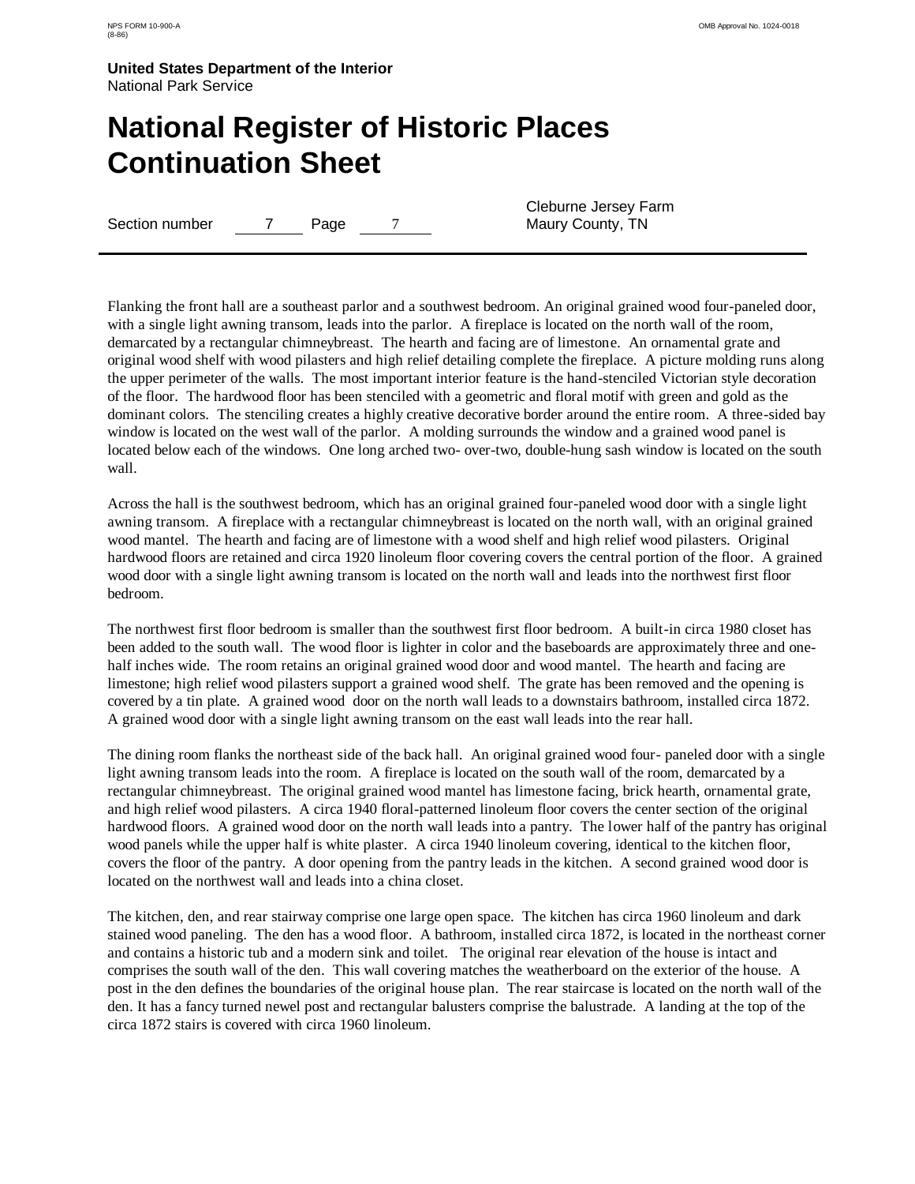Flanking the front hall are a southeast parlor and a southwest bedroom. An original grained wood four-paneled door, with a single light awning transom, leads into the parlor. A fireplace is located on the north wall of the room, demarcated by a rectangular chimneybreast. The hearth and facing are of limestone. An ornamental grate and original wood shelf with wood pilasters and high relief detailing complete the fireplace. A picture molding runs along the upper perimeter of the walls. The most important interior feature is the hand-stenciled Victorian style decoration of the floor. The hardwood floor has been stenciled with a geometric and floral motif with green and gold as the dominant colors. The stenciling creates a highly creative decorative border around the entire room. A three-sided bay window is located on the west wall of the parlor. A molding surrounds the window and a grained wood panel is located below each of the windows. One long arched two- over-two, double-hung sash window is located on the south wall.

Across the hall is the southwest bedroom, which has an original grained four-paneled wood door with a single light awning transom. A fireplace with a rectangular chimneybreast is located on the north wall, with an original grained wood mantel. The hearth and facing are of limestone with a wood shelf and high relief wood pilasters. Original hardwood floors are retained and circa 1920 linoleum floor covering covers the central portion of the floor. A grained wood door with a single light awning transom is located on the north wall and leads into the northwest first floor bedroom.

The northwest first floor bedroom is smaller than the southwest first floor bedroom. A built-in circa 1980 closet has been added to the south wall. The wood floor is lighter in color and the baseboards are approximately three and one-half inches wide. The room retains an original grained wood door and wood mantel. The hearth and facing are limestone; high relief wood pilasters support a grained wood shelf. The grate has been removed and the opening is covered by a tin plate. A grained wood door on the north wall leads to a downstairs bathroom, installed circa 1872. A grained wood door with a single light awning transom on the east wall leads into the rear hall.

The dining room flanks the northeast side of the back hall. An original grained wood four- paneled door with a single light awning transom leads into the room. A fireplace is located on the south wall of the room, demarcated by a rectangular chimneybreast. The original grained wood mantel has limestone facing, brick hearth, ornamental grate, and high relief wood pilasters. A circa 1940 floral-patterned linoleum floor covers the center section of the original hardwood floors. A grained wood door on the north wall leads into a pantry. The lower half of the pantry has original wood panels while the upper half is white plaster. A circa 1940 linoleum covering, identical to the kitchen floor, covers the floor of the pantry. A door opening from the pantry leads in the kitchen. A second grained wood door is located on the northwest wall and leads into a china closet.

The kitchen, den, and rear stairway comprise one large open space. The kitchen has circa 1960 linoleum and dark stained wood paneling. The den has a wood floor. A bathroom, installed circa 1872, is located in the northeast corner and contains a historic tub and a modern sink and toilet. The original rear elevation of the house is intact and comprises the south wall of the den. This wall covering matches the weatherboard on the exterior of the house. A post in the den defines the boundaries of the original house plan. The rear staircase is located on the north wall of the den. It has a fancy turned newel post and rectangular balusters comprise the balustrade. A landing at the top of the circa 1872 stairs is covered with circa 1960 linoleum.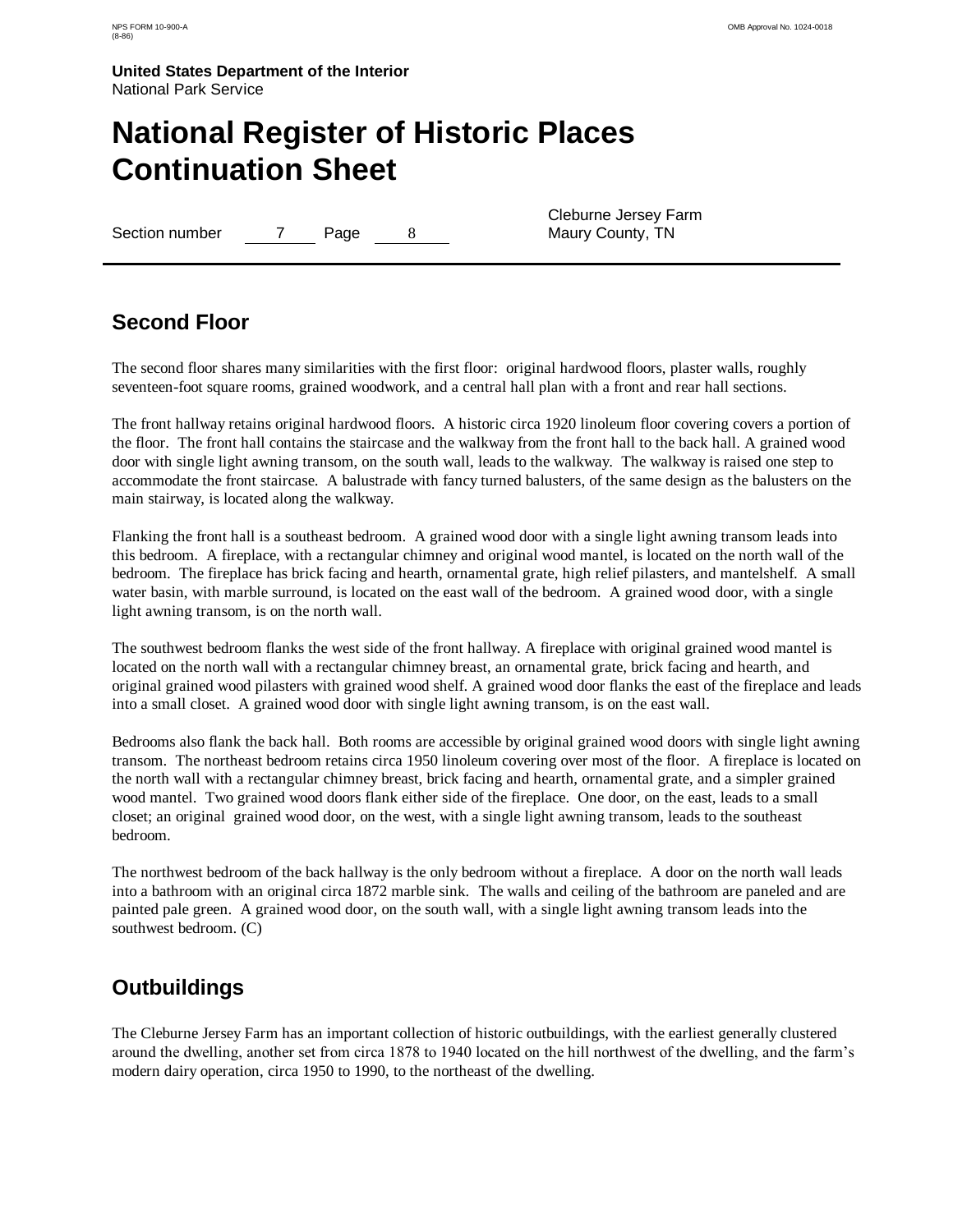## Second Floor

The second floor shares many similarities with the first floor: original hardwood floors, plaster walls, roughly seventeen-foot square rooms, grained woodwork, and a central hall plan with a front and rear hall sections.

The front hallway retains original hardwood floors. A historic circa 1920 linoleum floor covering covers a portion of the floor. The front hall contains the staircase and the walkway from the front hall to the back hall. A grained wood door with single light awning transom, on the south wall, leads to the walkway. The walkway is raised one step to accommodate the front staircase. A balustrade with fancy turned balusters, of the same design as the balusters on the main stairway, is located along the walkway.

Flanking the front hall is a southeast bedroom. A grained wood door with a single light awning transom leads into this bedroom. A fireplace, with a rectangular chimney and original wood mantel, is located on the north wall of the bedroom. The fireplace has brick facing and hearth, ornamental grate, high relief pilasters, and mantelshelf. A small water basin, with marble surround, is located on the east wall of the bedroom. A grained wood door, with a single light awning transom, is on the north wall.

The southwest bedroom flanks the west side of the front hallway. A fireplace with original grained wood mantel is located on the north wall with a rectangular chimney breast, an ornamental grate, brick facing and hearth, and original grained wood pilasters with grained wood shelf. A grained wood door flanks the east of the fireplace and leads into a small closet. A grained wood door with single light awning transom, is on the east wall.

Bedrooms also flank the back hall. Both rooms are accessible by original grained wood doors with single light awning transom. The northeast bedroom retains circa 1950 linoleum covering over most of the floor. A fireplace is located on the north wall with a rectangular chimney breast, brick facing and hearth, ornamental grate, and a simpler grained wood mantel. Two grained wood doors flank either side of the fireplace. One door, on the east, leads to a small closet; an original grained wood door, on the west, with a single light awning transom, leads to the southeast bedroom.

The northwest bedroom of the back hallway is the only bedroom without a fireplace. A door on the north wall leads into a bathroom with an original circa 1872 marble sink. The walls and ceiling of the bathroom are paneled and are painted pale green. A grained wood door, on the south wall, with a single light awning transom leads into the southwest bedroom. (C)

## Outbuildings

The Cleburne Jersey Farm has an important collection of historic outbuildings, with the earliest generally clustered around the dwelling, another set from circa 1878 to 1940 located on the hill northwest of the dwelling, and the farm's modern dairy operation, circa 1950 to 1990, to the northeast of the dwelling.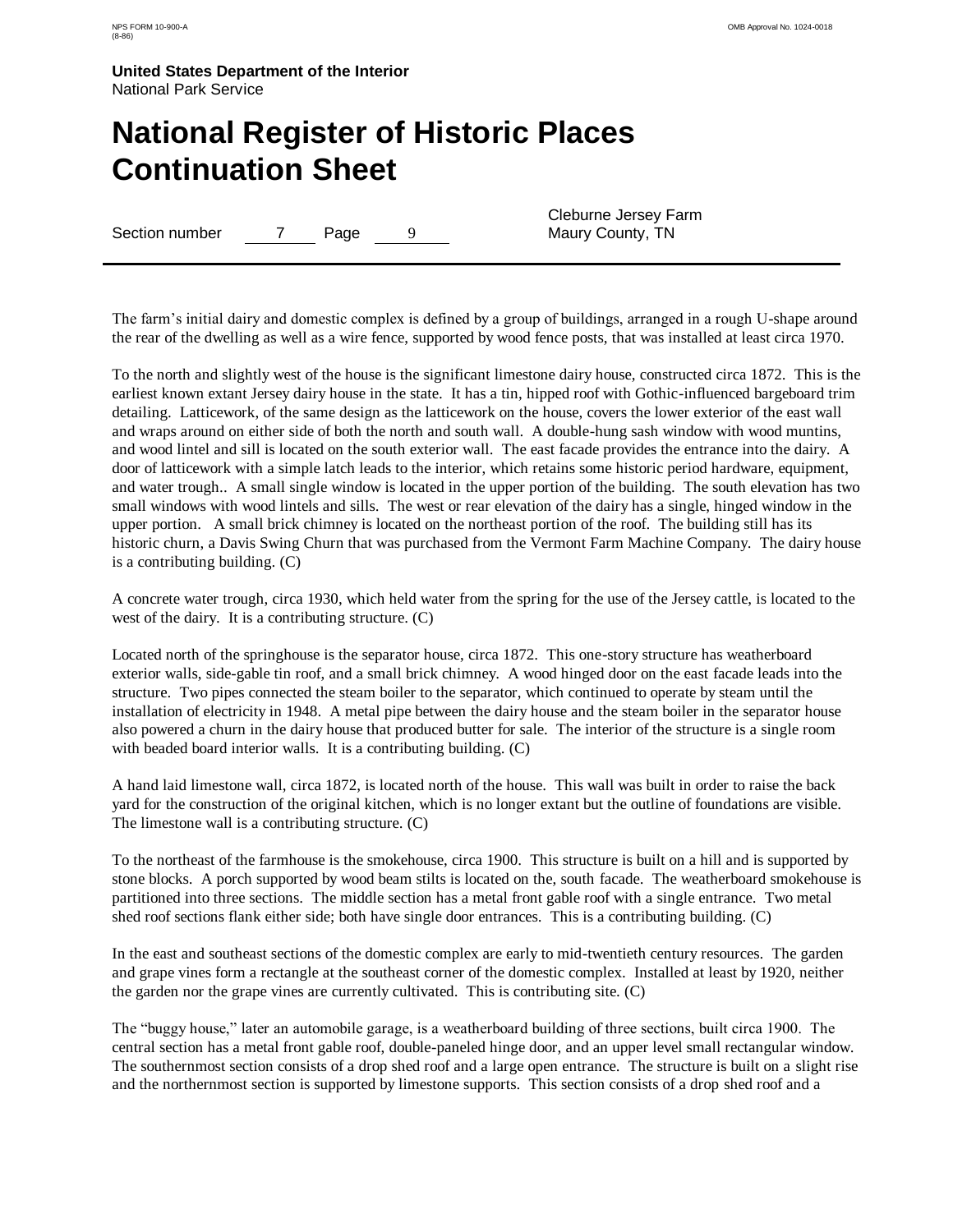The farm's initial dairy and domestic complex is defined by a group of buildings, arranged in a rough U-shape around the rear of the dwelling as well as a wire fence, supported by wood fence posts, that was installed at least circa 1970.

To the north and slightly west of the house is the significant limestone dairy house, constructed circa 1872. This is the earliest known extant Jersey dairy house in the state. It has a tin, hipped roof with Gothic-influenced bargeboard trim detailing. Latticework, of the same design as the latticework on the house, covers the lower exterior of the east wall and wraps around on either side of both the north and south wall. A double-hung sash window with wood muntins, and wood lintel and sill is located on the south exterior wall. The east facade provides the entrance into the dairy. A door of latticework with a simple latch leads to the interior, which retains some historic period hardware, equipment, and water trough.. A small single window is located in the upper portion of the building. The south elevation has two small windows with wood lintels and sills. The west or rear elevation of the dairy has a single, hinged window in the upper portion. A small brick chimney is located on the northeast portion of the roof. The building still has its historic churn, a Davis Swing Churn that was purchased from the Vermont Farm Machine Company. The dairy house is a contributing building. (C)

A concrete water trough, circa 1930, which held water from the spring for the use of the Jersey cattle, is located to the west of the dairy. It is a contributing structure. (C)

Located north of the springhouse is the separator house, circa 1872. This one-story structure has weatherboard exterior walls, side-gable tin roof, and a small brick chimney. A wood hinged door on the east facade leads into the structure. Two pipes connected the steam boiler to the separator, which continued to operate by steam until the installation of electricity in 1948. A metal pipe between the dairy house and the steam boiler in the separator house also powered a churn in the dairy house that produced butter for sale. The interior of the structure is a single room with beaded board interior walls. It is a contributing building. (C)

A hand laid limestone wall, circa 1872, is located north of the house. This wall was built in order to raise the back yard for the construction of the original kitchen, which is no longer extant but the outline of foundations are visible. The limestone wall is a contributing structure. (C)

To the northeast of the farmhouse is the smokehouse, circa 1900. This structure is built on a hill and is supported by stone blocks. A porch supported by wood beam stilts is located on the, south facade. The weatherboard smokehouse is partitioned into three sections. The middle section has a metal front gable roof with a single entrance. Two metal shed roof sections flank either side; both have single door entrances. This is a contributing building. (C)

In the east and southeast sections of the domestic complex are early to mid-twentieth century resources. The garden and grape vines form a rectangle at the southeast corner of the domestic complex. Installed at least by 1920, neither the garden nor the grape vines are currently cultivated. This is contributing site. (C)

The "buggy house," later an automobile garage, is a weatherboard building of three sections, built circa 1900. The central section has a metal front gable roof, double-paneled hinge door, and an upper level small rectangular window. The southernmost section consists of a drop shed roof and a large open entrance. The structure is built on a slight rise and the northernmost section is supported by limestone supports. This section consists of a drop shed roof and a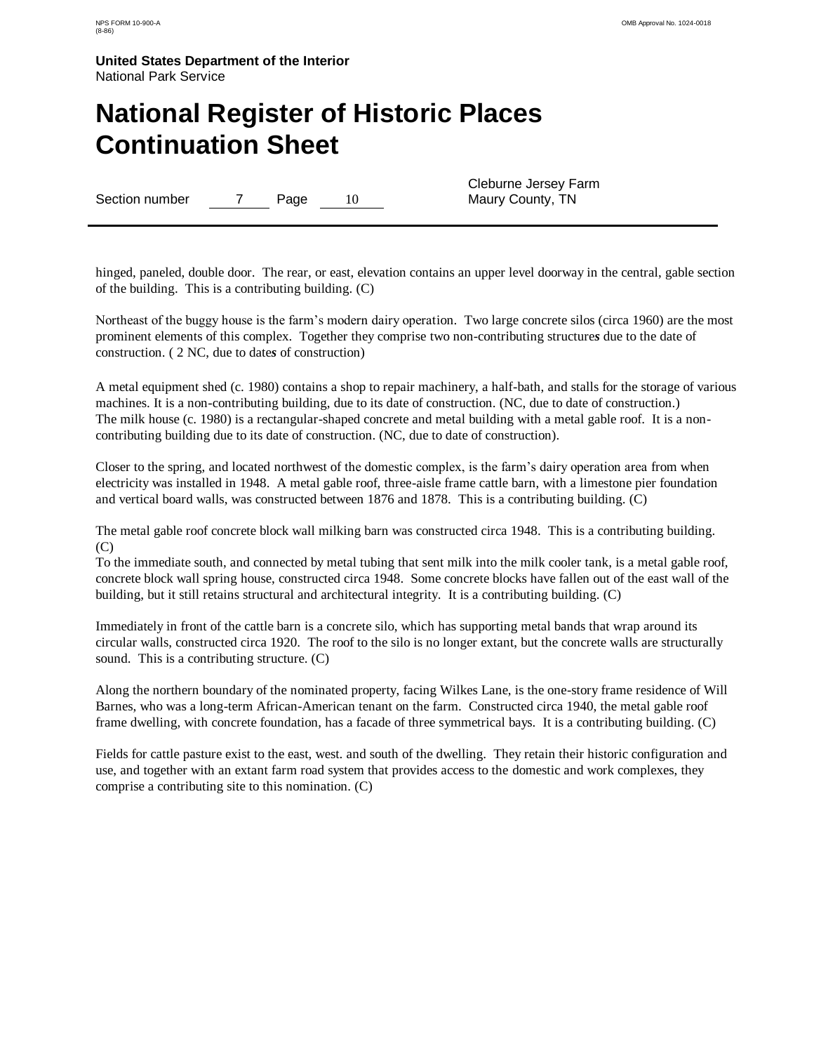hinged, paneled, double door. The rear, or east, elevation contains an upper level doorway in the central, gable section of the building. This is a contributing building. (C)

Northeast of the buggy house is the farm's modern dairy operation. Two large concrete silos (circa 1960) are the most prominent elements of this complex. Together they comprise two non-contributing structure*s* due to the date of construction. ( 2 NC, due to date*s* of construction)

A metal equipment shed (c. 1980) contains a shop to repair machinery, a half-bath, and stalls for the storage of various machines. It is a non-contributing building, due to its date of construction. (NC, due to date of construction.)
The milk house (c. 1980) is a rectangular-shaped concrete and metal building with a metal gable roof. It is a non-contributing building due to its date of construction. (NC, due to date of construction).

Closer to the spring, and located northwest of the domestic complex, is the farm's dairy operation area from when electricity was installed in 1948. A metal gable roof, three-aisle frame cattle barn, with a limestone pier foundation and vertical board walls, was constructed between 1876 and 1878. This is a contributing building. (C)

The metal gable roof concrete block wall milking barn was constructed circa 1948. This is a contributing building. (C)
To the immediate south, and connected by metal tubing that sent milk into the milk cooler tank, is a metal gable roof, concrete block wall spring house, constructed circa 1948. Some concrete blocks have fallen out of the east wall of the building, but it still retains structural and architectural integrity. It is a contributing building. (C)

Immediately in front of the cattle barn is a concrete silo, which has supporting metal bands that wrap around its circular walls, constructed circa 1920. The roof to the silo is no longer extant, but the concrete walls are structurally sound. This is a contributing structure. (C)

Along the northern boundary of the nominated property, facing Wilkes Lane, is the one-story frame residence of Will Barnes, who was a long-term African-American tenant on the farm. Constructed circa 1940, the metal gable roof frame dwelling, with concrete foundation, has a facade of three symmetrical bays. It is a contributing building. (C)

Fields for cattle pasture exist to the east, west. and south of the dwelling. They retain their historic configuration and use, and together with an extant farm road system that provides access to the domestic and work complexes, they comprise a contributing site to this nomination. (C)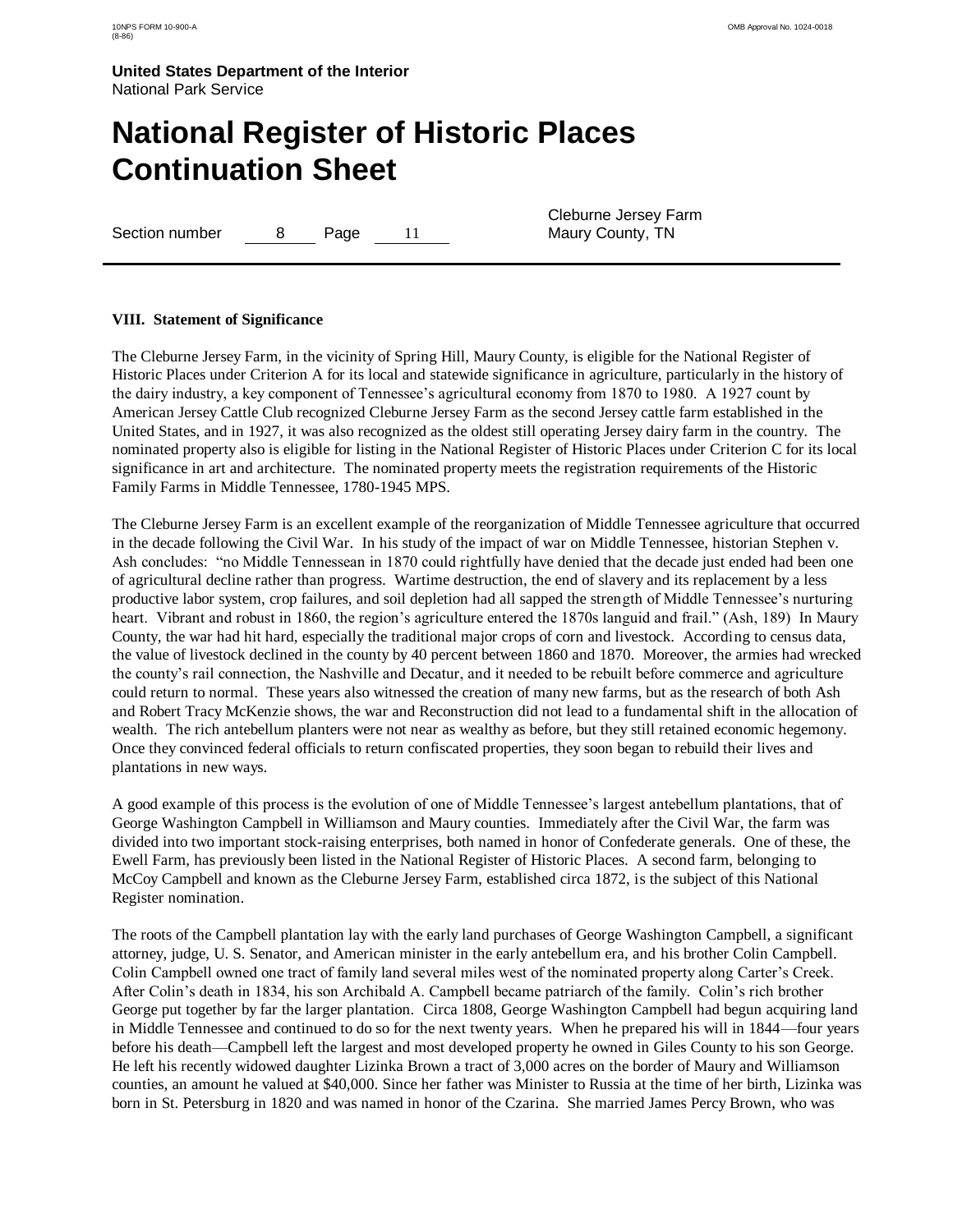**VIII. Statement of Significance**

The Cleburne Jersey Farm, in the vicinity of Spring Hill, Maury County, is eligible for the National Register of Historic Places under Criterion A for its local and statewide significance in agriculture, particularly in the history of the dairy industry, a key component of Tennessee's agricultural economy from 1870 to 1980. A 1927 count by American Jersey Cattle Club recognized Cleburne Jersey Farm as the second Jersey cattle farm established in the United States, and in 1927, it was also recognized as the oldest still operating Jersey dairy farm in the country. The nominated property also is eligible for listing in the National Register of Historic Places under Criterion C for its local significance in art and architecture. The nominated property meets the registration requirements of the Historic Family Farms in Middle Tennessee, 1780-1945 MPS.

The Cleburne Jersey Farm is an excellent example of the reorganization of Middle Tennessee agriculture that occurred in the decade following the Civil War. In his study of the impact of war on Middle Tennessee, historian Stephen v. Ash concludes: "no Middle Tennessean in 1870 could rightfully have denied that the decade just ended had been one of agricultural decline rather than progress. Wartime destruction, the end of slavery and its replacement by a less productive labor system, crop failures, and soil depletion had all sapped the strength of Middle Tennessee's nurturing heart. Vibrant and robust in 1860, the region's agriculture entered the 1870s languid and frail." (Ash, 189) In Maury County, the war had hit hard, especially the traditional major crops of corn and livestock. According to census data, the value of livestock declined in the county by 40 percent between 1860 and 1870. Moreover, the armies had wrecked the county's rail connection, the Nashville and Decatur, and it needed to be rebuilt before commerce and agriculture could return to normal. These years also witnessed the creation of many new farms, but as the research of both Ash and Robert Tracy McKenzie shows, the war and Reconstruction did not lead to a fundamental shift in the allocation of wealth. The rich antebellum planters were not near as wealthy as before, but they still retained economic hegemony. Once they convinced federal officials to return confiscated properties, they soon began to rebuild their lives and plantations in new ways.

A good example of this process is the evolution of one of Middle Tennessee's largest antebellum plantations, that of George Washington Campbell in Williamson and Maury counties. Immediately after the Civil War, the farm was divided into two important stock-raising enterprises, both named in honor of Confederate generals. One of these, the Ewell Farm, has previously been listed in the National Register of Historic Places. A second farm, belonging to McCoy Campbell and known as the Cleburne Jersey Farm, established circa 1872, is the subject of this National Register nomination.

The roots of the Campbell plantation lay with the early land purchases of George Washington Campbell, a significant attorney, judge, U. S. Senator, and American minister in the early antebellum era, and his brother Colin Campbell. Colin Campbell owned one tract of family land several miles west of the nominated property along Carter's Creek. After Colin's death in 1834, his son Archibald A. Campbell became patriarch of the family. Colin's rich brother George put together by far the larger plantation. Circa 1808, George Washington Campbell had begun acquiring land in Middle Tennessee and continued to do so for the next twenty years. When he prepared his will in 1844—four years before his death—Campbell left the largest and most developed property he owned in Giles County to his son George. He left his recently widowed daughter Lizinka Brown a tract of 3,000 acres on the border of Maury and Williamson counties, an amount he valued at $40,000. Since her father was Minister to Russia at the time of her birth, Lizinka was born in St. Petersburg in 1820 and was named in honor of the Czarina. She married James Percy Brown, who was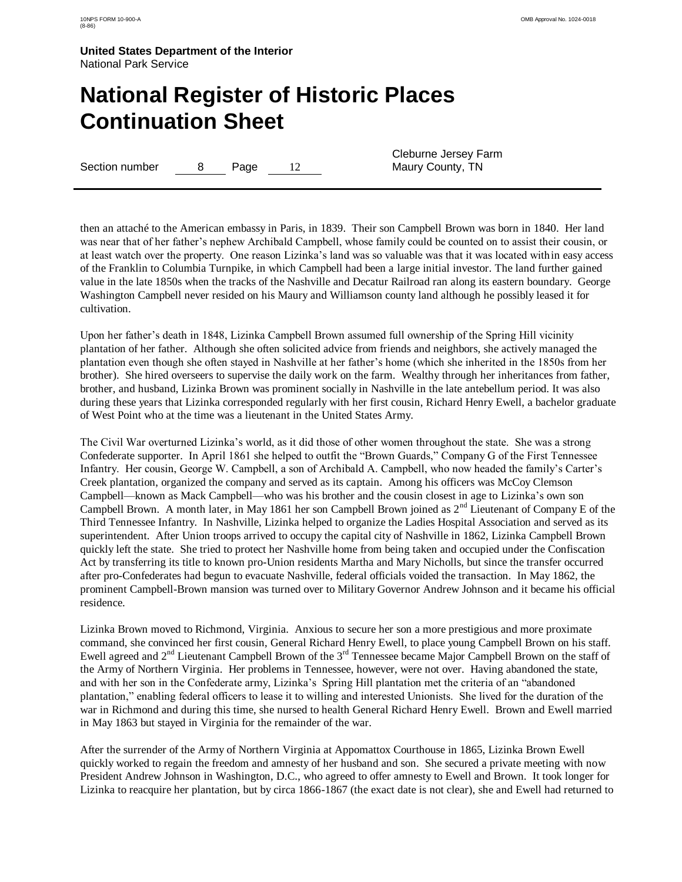then an attaché to the American embassy in Paris, in 1839. Their son Campbell Brown was born in 1840. Her land was near that of her father's nephew Archibald Campbell, whose family could be counted on to assist their cousin, or at least watch over the property. One reason Lizinka's land was so valuable was that it was located within easy access of the Franklin to Columbia Turnpike, in which Campbell had been a large initial investor. The land further gained value in the late 1850s when the tracks of the Nashville and Decatur Railroad ran along its eastern boundary. George Washington Campbell never resided on his Maury and Williamson county land although he possibly leased it for cultivation.

Upon her father's death in 1848, Lizinka Campbell Brown assumed full ownership of the Spring Hill vicinity plantation of her father. Although she often solicited advice from friends and neighbors, she actively managed the plantation even though she often stayed in Nashville at her father's home (which she inherited in the 1850s from her brother). She hired overseers to supervise the daily work on the farm. Wealthy through her inheritances from father, brother, and husband, Lizinka Brown was prominent socially in Nashville in the late antebellum period. It was also during these years that Lizinka corresponded regularly with her first cousin, Richard Henry Ewell, a bachelor graduate of West Point who at the time was a lieutenant in the United States Army.

The Civil War overturned Lizinka's world, as it did those of other women throughout the state. She was a strong Confederate supporter. In April 1861 she helped to outfit the "Brown Guards," Company G of the First Tennessee Infantry. Her cousin, George W. Campbell, a son of Archibald A. Campbell, who now headed the family's Carter's Creek plantation, organized the company and served as its captain. Among his officers was McCoy Clemson Campbell—known as Mack Campbell—who was his brother and the cousin closest in age to Lizinka's own son Campbell Brown. A month later, in May 1861 her son Campbell Brown joined as 2nd Lieutenant of Company E of the Third Tennessee Infantry. In Nashville, Lizinka helped to organize the Ladies Hospital Association and served as its superintendent. After Union troops arrived to occupy the capital city of Nashville in 1862, Lizinka Campbell Brown quickly left the state. She tried to protect her Nashville home from being taken and occupied under the Confiscation Act by transferring its title to known pro-Union residents Martha and Mary Nicholls, but since the transfer occurred after pro-Confederates had begun to evacuate Nashville, federal officials voided the transaction. In May 1862, the prominent Campbell-Brown mansion was turned over to Military Governor Andrew Johnson and it became his official residence.

Lizinka Brown moved to Richmond, Virginia. Anxious to secure her son a more prestigious and more proximate command, she convinced her first cousin, General Richard Henry Ewell, to place young Campbell Brown on his staff. Ewell agreed and 2nd Lieutenant Campbell Brown of the 3rd Tennessee became Major Campbell Brown on the staff of the Army of Northern Virginia. Her problems in Tennessee, however, were not over. Having abandoned the state, and with her son in the Confederate army, Lizinka's Spring Hill plantation met the criteria of an "abandoned plantation," enabling federal officers to lease it to willing and interested Unionists. She lived for the duration of the war in Richmond and during this time, she nursed to health General Richard Henry Ewell. Brown and Ewell married in May 1863 but stayed in Virginia for the remainder of the war.

After the surrender of the Army of Northern Virginia at Appomattox Courthouse in 1865, Lizinka Brown Ewell quickly worked to regain the freedom and amnesty of her husband and son. She secured a private meeting with now President Andrew Johnson in Washington, D.C., who agreed to offer amnesty to Ewell and Brown. It took longer for Lizinka to reacquire her plantation, but by circa 1866-1867 (the exact date is not clear), she and Ewell had returned to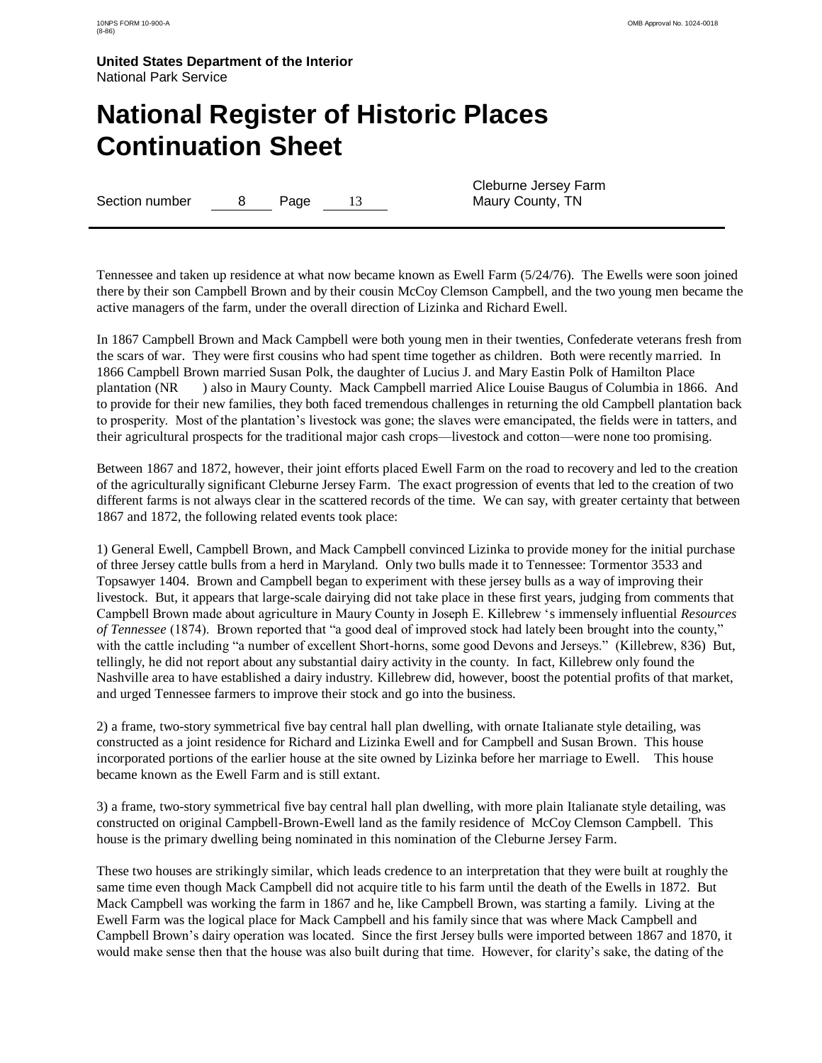Tennessee and taken up residence at what now became known as Ewell Farm (5/24/76). The Ewells were soon joined there by their son Campbell Brown and by their cousin McCoy Clemson Campbell, and the two young men became the active managers of the farm, under the overall direction of Lizinka and Richard Ewell.

In 1867 Campbell Brown and Mack Campbell were both young men in their twenties, Confederate veterans fresh from the scars of war. They were first cousins who had spent time together as children. Both were recently married. In 1866 Campbell Brown married Susan Polk, the daughter of Lucius J. and Mary Eastin Polk of Hamilton Place plantation (NR ) also in Maury County. Mack Campbell married Alice Louise Baugus of Columbia in 1866. And to provide for their new families, they both faced tremendous challenges in returning the old Campbell plantation back to prosperity. Most of the plantation's livestock was gone; the slaves were emancipated, the fields were in tatters, and their agricultural prospects for the traditional major cash crops—livestock and cotton—were none too promising.

Between 1867 and 1872, however, their joint efforts placed Ewell Farm on the road to recovery and led to the creation of the agriculturally significant Cleburne Jersey Farm. The exact progression of events that led to the creation of two different farms is not always clear in the scattered records of the time. We can say, with greater certainty that between 1867 and 1872, the following related events took place:

1) General Ewell, Campbell Brown, and Mack Campbell convinced Lizinka to provide money for the initial purchase of three Jersey cattle bulls from a herd in Maryland. Only two bulls made it to Tennessee: Tormentor 3533 and Topsawyer 1404. Brown and Campbell began to experiment with these jersey bulls as a way of improving their livestock. But, it appears that large-scale dairying did not take place in these first years, judging from comments that Campbell Brown made about agriculture in Maury County in Joseph E. Killebrew 's immensely influential *Resources of Tennessee* (1874). Brown reported that "a good deal of improved stock had lately been brought into the county," with the cattle including "a number of excellent Short-horns, some good Devons and Jerseys." (Killebrew, 836) But, tellingly, he did not report about any substantial dairy activity in the county. In fact, Killebrew only found the Nashville area to have established a dairy industry. Killebrew did, however, boost the potential profits of that market, and urged Tennessee farmers to improve their stock and go into the business.

2) a frame, two-story symmetrical five bay central hall plan dwelling, with ornate Italianate style detailing, was constructed as a joint residence for Richard and Lizinka Ewell and for Campbell and Susan Brown. This house incorporated portions of the earlier house at the site owned by Lizinka before her marriage to Ewell. This house became known as the Ewell Farm and is still extant.

3) a frame, two-story symmetrical five bay central hall plan dwelling, with more plain Italianate style detailing, was constructed on original Campbell-Brown-Ewell land as the family residence of McCoy Clemson Campbell. This house is the primary dwelling being nominated in this nomination of the Cleburne Jersey Farm.

These two houses are strikingly similar, which leads credence to an interpretation that they were built at roughly the same time even though Mack Campbell did not acquire title to his farm until the death of the Ewells in 1872. But Mack Campbell was working the farm in 1867 and he, like Campbell Brown, was starting a family. Living at the Ewell Farm was the logical place for Mack Campbell and his family since that was where Mack Campbell and Campbell Brown's dairy operation was located. Since the first Jersey bulls were imported between 1867 and 1870, it would make sense then that the house was also built during that time. However, for clarity's sake, the dating of the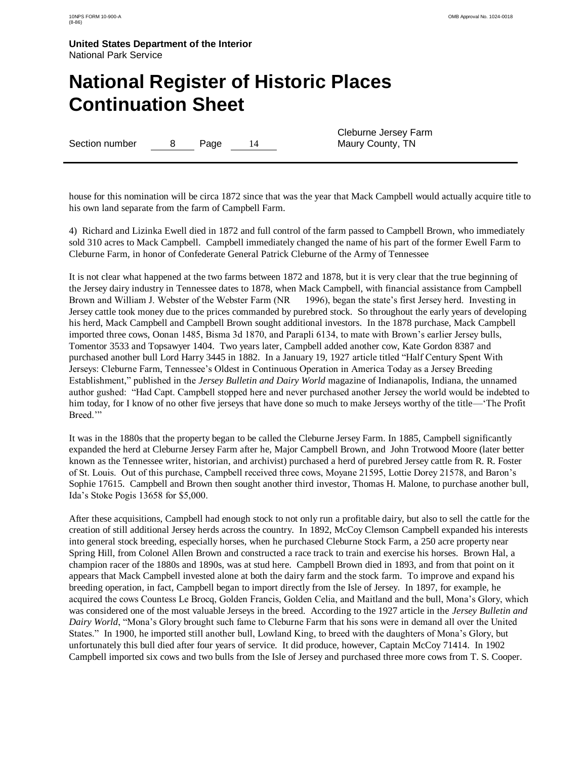house for this nomination will be circa 1872 since that was the year that Mack Campbell would actually acquire title to his own land separate from the farm of Campbell Farm.

4) Richard and Lizinka Ewell died in 1872 and full control of the farm passed to Campbell Brown, who immediately sold 310 acres to Mack Campbell. Campbell immediately changed the name of his part of the former Ewell Farm to Cleburne Farm, in honor of Confederate General Patrick Cleburne of the Army of Tennessee

It is not clear what happened at the two farms between 1872 and 1878, but it is very clear that the true beginning of the Jersey dairy industry in Tennessee dates to 1878, when Mack Campbell, with financial assistance from Campbell Brown and William J. Webster of the Webster Farm (NR 1996), began the state's first Jersey herd. Investing in Jersey cattle took money due to the prices commanded by purebred stock. So throughout the early years of developing his herd, Mack Campbell and Campbell Brown sought additional investors. In the 1878 purchase, Mack Campbell imported three cows, Oonan 1485, Bisma 3d 1870, and Parapli 6134, to mate with Brown's earlier Jersey bulls, Tomentor 3533 and Topsawyer 1404. Two years later, Campbell added another cow, Kate Gordon 8387 and purchased another bull Lord Harry 3445 in 1882. In a January 19, 1927 article titled "Half Century Spent With Jerseys: Cleburne Farm, Tennessee's Oldest in Continuous Operation in America Today as a Jersey Breeding Establishment," published in the *Jersey Bulletin and Dairy World* magazine of Indianapolis, Indiana, the unnamed author gushed: "Had Capt. Campbell stopped here and never purchased another Jersey the world would be indebted to him today, for I know of no other five jerseys that have done so much to make Jerseys worthy of the title—'The Profit Breed.'"

It was in the 1880s that the property began to be called the Cleburne Jersey Farm. In 1885, Campbell significantly expanded the herd at Cleburne Jersey Farm after he, Major Campbell Brown, and John Trotwood Moore (later better known as the Tennessee writer, historian, and archivist) purchased a herd of purebred Jersey cattle from R. R. Foster of St. Louis. Out of this purchase, Campbell received three cows, Moyane 21595, Lottie Dorey 21578, and Baron's Sophie 17615. Campbell and Brown then sought another third investor, Thomas H. Malone, to purchase another bull, Ida's Stoke Pogis 13658 for $5,000.

After these acquisitions, Campbell had enough stock to not only run a profitable dairy, but also to sell the cattle for the creation of still additional Jersey herds across the country. In 1892, McCoy Clemson Campbell expanded his interests into general stock breeding, especially horses, when he purchased Cleburne Stock Farm, a 250 acre property near Spring Hill, from Colonel Allen Brown and constructed a race track to train and exercise his horses. Brown Hal, a champion racer of the 1880s and 1890s, was at stud here. Campbell Brown died in 1893, and from that point on it appears that Mack Campbell invested alone at both the dairy farm and the stock farm. To improve and expand his breeding operation, in fact, Campbell began to import directly from the Isle of Jersey. In 1897, for example, he acquired the cows Countess Le Brocq, Golden Francis, Golden Celia, and Maitland and the bull, Mona's Glory, which was considered one of the most valuable Jerseys in the breed. According to the 1927 article in the *Jersey Bulletin and Dairy World*, "Mona's Glory brought such fame to Cleburne Farm that his sons were in demand all over the United States." In 1900, he imported still another bull, Lowland King, to breed with the daughters of Mona's Glory, but unfortunately this bull died after four years of service. It did produce, however, Captain McCoy 71414. In 1902 Campbell imported six cows and two bulls from the Isle of Jersey and purchased three more cows from T. S. Cooper.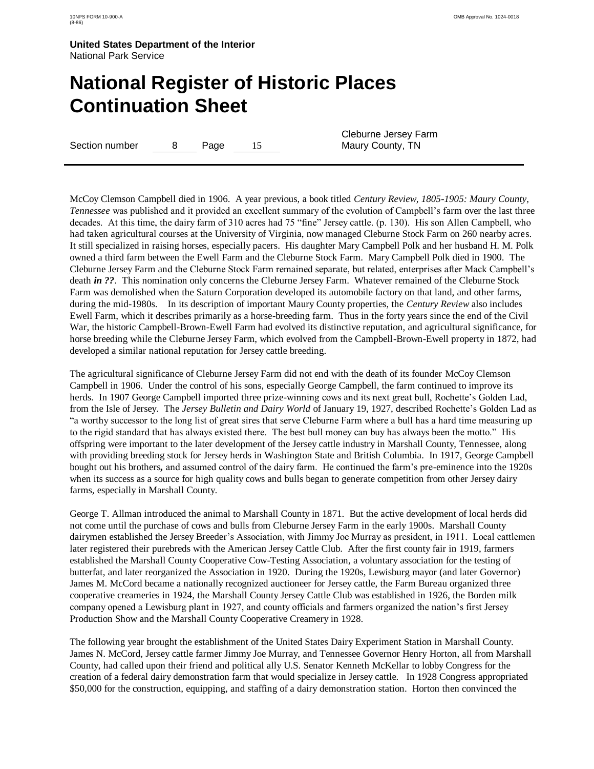McCoy Clemson Campbell died in 1906. A year previous, a book titled *Century Review, 1805-1905: Maury County, Tennessee* was published and it provided an excellent summary of the evolution of Campbell's farm over the last three decades. At this time, the dairy farm of 310 acres had 75 "fine" Jersey cattle. (p. 130). His son Allen Campbell, who had taken agricultural courses at the University of Virginia, now managed Cleburne Stock Farm on 260 nearby acres. It still specialized in raising horses, especially pacers. His daughter Mary Campbell Polk and her husband H. M. Polk owned a third farm between the Ewell Farm and the Cleburne Stock Farm. Mary Campbell Polk died in 1900. The Cleburne Jersey Farm and the Cleburne Stock Farm remained separate, but related, enterprises after Mack Campbell's death ***in ??***. This nomination only concerns the Cleburne Jersey Farm. Whatever remained of the Cleburne Stock Farm was demolished when the Saturn Corporation developed its automobile factory on that land, and other farms, during the mid-1980s. In its description of important Maury County properties, the *Century Review* also includes Ewell Farm, which it describes primarily as a horse-breeding farm. Thus in the forty years since the end of the Civil War, the historic Campbell-Brown-Ewell Farm had evolved its distinctive reputation, and agricultural significance, for horse breeding while the Cleburne Jersey Farm, which evolved from the Campbell-Brown-Ewell property in 1872, had developed a similar national reputation for Jersey cattle breeding.

The agricultural significance of Cleburne Jersey Farm did not end with the death of its founder McCoy Clemson Campbell in 1906. Under the control of his sons, especially George Campbell, the farm continued to improve its herds. In 1907 George Campbell imported three prize-winning cows and its next great bull, Rochette's Golden Lad, from the Isle of Jersey. The *Jersey Bulletin and Dairy World* of January 19, 1927, described Rochette's Golden Lad as "a worthy successor to the long list of great sires that serve Cleburne Farm where a bull has a hard time measuring up to the rigid standard that has always existed there. The best bull money can buy has always been the motto." His offspring were important to the later development of the Jersey cattle industry in Marshall County, Tennessee, along with providing breeding stock for Jersey herds in Washington State and British Columbia. In 1917, George Campbell bought out his brothers**,** and assumed control of the dairy farm. He continued the farm's pre-eminence into the 1920s when its success as a source for high quality cows and bulls began to generate competition from other Jersey dairy farms, especially in Marshall County.

George T. Allman introduced the animal to Marshall County in 1871. But the active development of local herds did not come until the purchase of cows and bulls from Cleburne Jersey Farm in the early 1900s. Marshall County dairymen established the Jersey Breeder's Association, with Jimmy Joe Murray as president, in 1911. Local cattlemen later registered their purebreds with the American Jersey Cattle Club. After the first county fair in 1919, farmers established the Marshall County Cooperative Cow-Testing Association, a voluntary association for the testing of butterfat, and later reorganized the Association in 1920. During the 1920s, Lewisburg mayor (and later Governor) James M. McCord became a nationally recognized auctioneer for Jersey cattle, the Farm Bureau organized three cooperative creameries in 1924, the Marshall County Jersey Cattle Club was established in 1926, the Borden milk company opened a Lewisburg plant in 1927, and county officials and farmers organized the nation's first Jersey Production Show and the Marshall County Cooperative Creamery in 1928.

The following year brought the establishment of the United States Dairy Experiment Station in Marshall County. James N. McCord, Jersey cattle farmer Jimmy Joe Murray, and Tennessee Governor Henry Horton, all from Marshall County, had called upon their friend and political ally U.S. Senator Kenneth McKellar to lobby Congress for the creation of a federal dairy demonstration farm that would specialize in Jersey cattle. In 1928 Congress appropriated $50,000 for the construction, equipping, and staffing of a dairy demonstration station. Horton then convinced the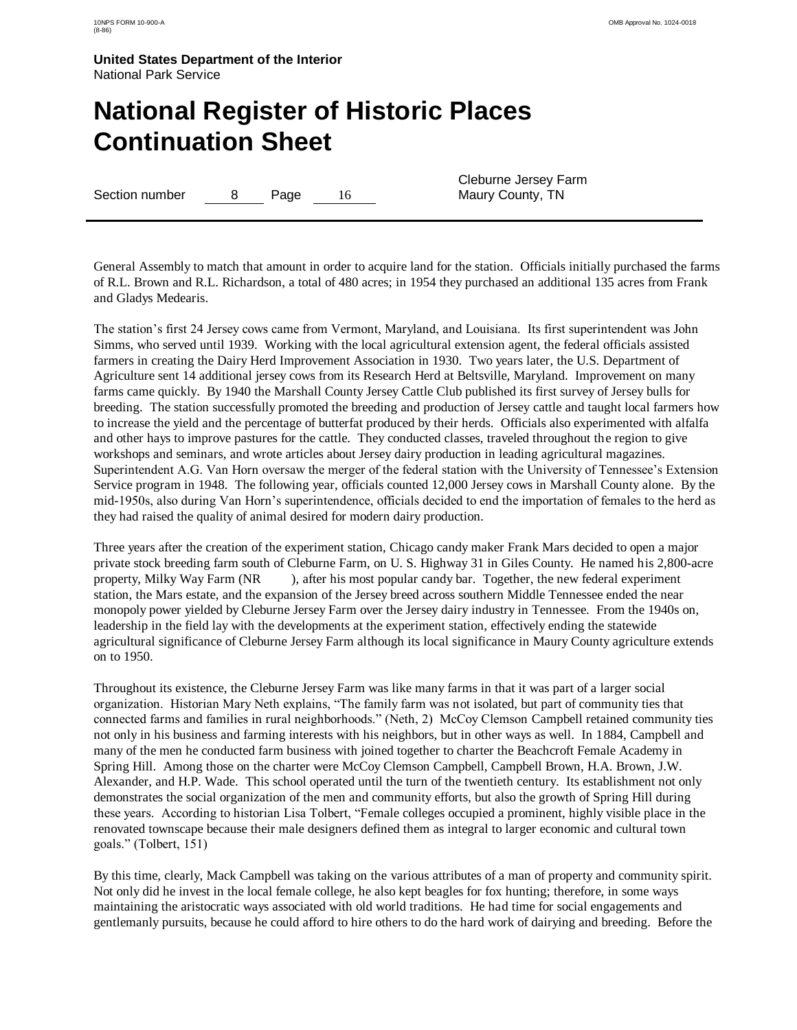General Assembly to match that amount in order to acquire land for the station. Officials initially purchased the farms of R.L. Brown and R.L. Richardson, a total of 480 acres; in 1954 they purchased an additional 135 acres from Frank and Gladys Medearis.

The station's first 24 Jersey cows came from Vermont, Maryland, and Louisiana. Its first superintendent was John Simms, who served until 1939. Working with the local agricultural extension agent, the federal officials assisted farmers in creating the Dairy Herd Improvement Association in 1930. Two years later, the U.S. Department of Agriculture sent 14 additional jersey cows from its Research Herd at Beltsville, Maryland. Improvement on many farms came quickly. By 1940 the Marshall County Jersey Cattle Club published its first survey of Jersey bulls for breeding. The station successfully promoted the breeding and production of Jersey cattle and taught local farmers how to increase the yield and the percentage of butterfat produced by their herds. Officials also experimented with alfalfa and other hays to improve pastures for the cattle. They conducted classes, traveled throughout the region to give workshops and seminars, and wrote articles about Jersey dairy production in leading agricultural magazines. Superintendent A.G. Van Horn oversaw the merger of the federal station with the University of Tennessee's Extension Service program in 1948. The following year, officials counted 12,000 Jersey cows in Marshall County alone. By the mid-1950s, also during Van Horn's superintendence, officials decided to end the importation of females to the herd as they had raised the quality of animal desired for modern dairy production.

Three years after the creation of the experiment station, Chicago candy maker Frank Mars decided to open a major private stock breeding farm south of Cleburne Farm, on U. S. Highway 31 in Giles County. He named his 2,800-acre property, Milky Way Farm (NR ), after his most popular candy bar. Together, the new federal experiment station, the Mars estate, and the expansion of the Jersey breed across southern Middle Tennessee ended the near monopoly power yielded by Cleburne Jersey Farm over the Jersey dairy industry in Tennessee. From the 1940s on, leadership in the field lay with the developments at the experiment station, effectively ending the statewide agricultural significance of Cleburne Jersey Farm although its local significance in Maury County agriculture extends on to 1950.

Throughout its existence, the Cleburne Jersey Farm was like many farms in that it was part of a larger social organization. Historian Mary Neth explains, "The family farm was not isolated, but part of community ties that connected farms and families in rural neighborhoods." (Neth, 2) McCoy Clemson Campbell retained community ties not only in his business and farming interests with his neighbors, but in other ways as well. In 1884, Campbell and many of the men he conducted farm business with joined together to charter the Beachcroft Female Academy in Spring Hill. Among those on the charter were McCoy Clemson Campbell, Campbell Brown, H.A. Brown, J.W. Alexander, and H.P. Wade. This school operated until the turn of the twentieth century. Its establishment not only demonstrates the social organization of the men and community efforts, but also the growth of Spring Hill during these years. According to historian Lisa Tolbert, "Female colleges occupied a prominent, highly visible place in the renovated townscape because their male designers defined them as integral to larger economic and cultural town goals." (Tolbert, 151)

By this time, clearly, Mack Campbell was taking on the various attributes of a man of property and community spirit. Not only did he invest in the local female college, he also kept beagles for fox hunting; therefore, in some ways maintaining the aristocratic ways associated with old world traditions. He had time for social engagements and gentlemanly pursuits, because he could afford to hire others to do the hard work of dairying and breeding. Before the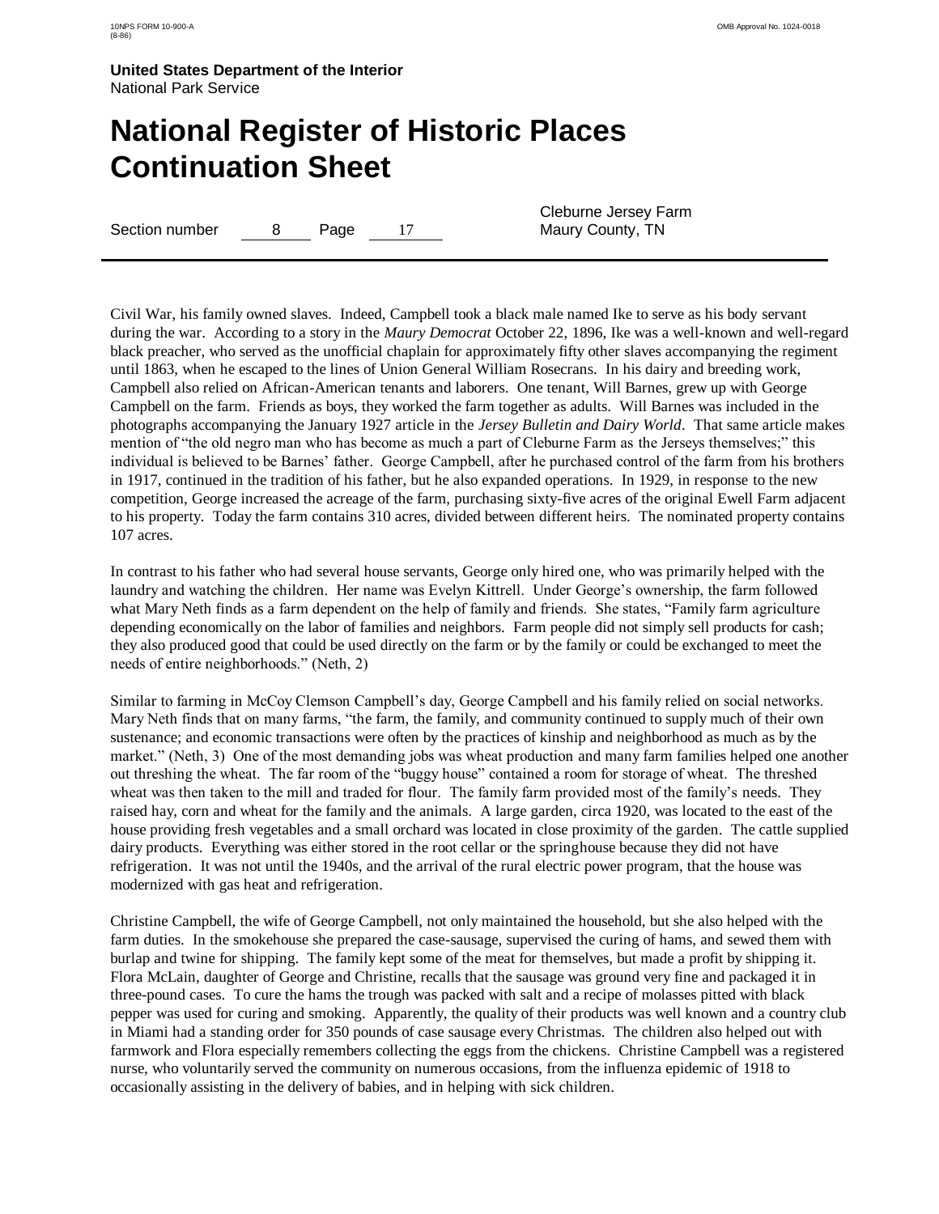Civil War, his family owned slaves. Indeed, Campbell took a black male named Ike to serve as his body servant during the war. According to a story in the *Maury Democrat* October 22, 1896, Ike was a well-known and well-regard black preacher, who served as the unofficial chaplain for approximately fifty other slaves accompanying the regiment until 1863, when he escaped to the lines of Union General William Rosecrans. In his dairy and breeding work, Campbell also relied on African-American tenants and laborers. One tenant, Will Barnes, grew up with George Campbell on the farm. Friends as boys, they worked the farm together as adults. Will Barnes was included in the photographs accompanying the January 1927 article in the *Jersey Bulletin and Dairy World*. That same article makes mention of "the old negro man who has become as much a part of Cleburne Farm as the Jerseys themselves;" this individual is believed to be Barnes' father. George Campbell, after he purchased control of the farm from his brothers in 1917, continued in the tradition of his father, but he also expanded operations. In 1929, in response to the new competition, George increased the acreage of the farm, purchasing sixty-five acres of the original Ewell Farm adjacent to his property. Today the farm contains 310 acres, divided between different heirs. The nominated property contains 107 acres.

In contrast to his father who had several house servants, George only hired one, who was primarily helped with the laundry and watching the children. Her name was Evelyn Kittrell. Under George's ownership, the farm followed what Mary Neth finds as a farm dependent on the help of family and friends. She states, "Family farm agriculture depending economically on the labor of families and neighbors. Farm people did not simply sell products for cash; they also produced good that could be used directly on the farm or by the family or could be exchanged to meet the needs of entire neighborhoods." (Neth, 2)

Similar to farming in McCoy Clemson Campbell's day, George Campbell and his family relied on social networks. Mary Neth finds that on many farms, "the farm, the family, and community continued to supply much of their own sustenance; and economic transactions were often by the practices of kinship and neighborhood as much as by the market." (Neth, 3) One of the most demanding jobs was wheat production and many farm families helped one another out threshing the wheat. The far room of the "buggy house" contained a room for storage of wheat. The threshed wheat was then taken to the mill and traded for flour. The family farm provided most of the family's needs. They raised hay, corn and wheat for the family and the animals. A large garden, circa 1920, was located to the east of the house providing fresh vegetables and a small orchard was located in close proximity of the garden. The cattle supplied dairy products. Everything was either stored in the root cellar or the springhouse because they did not have refrigeration. It was not until the 1940s, and the arrival of the rural electric power program, that the house was modernized with gas heat and refrigeration.

Christine Campbell, the wife of George Campbell, not only maintained the household, but she also helped with the farm duties. In the smokehouse she prepared the case-sausage, supervised the curing of hams, and sewed them with burlap and twine for shipping. The family kept some of the meat for themselves, but made a profit by shipping it. Flora McLain, daughter of George and Christine, recalls that the sausage was ground very fine and packaged it in three-pound cases. To cure the hams the trough was packed with salt and a recipe of molasses pitted with black pepper was used for curing and smoking. Apparently, the quality of their products was well known and a country club in Miami had a standing order for 350 pounds of case sausage every Christmas. The children also helped out with farmwork and Flora especially remembers collecting the eggs from the chickens. Christine Campbell was a registered nurse, who voluntarily served the community on numerous occasions, from the influenza epidemic of 1918 to occasionally assisting in the delivery of babies, and in helping with sick children.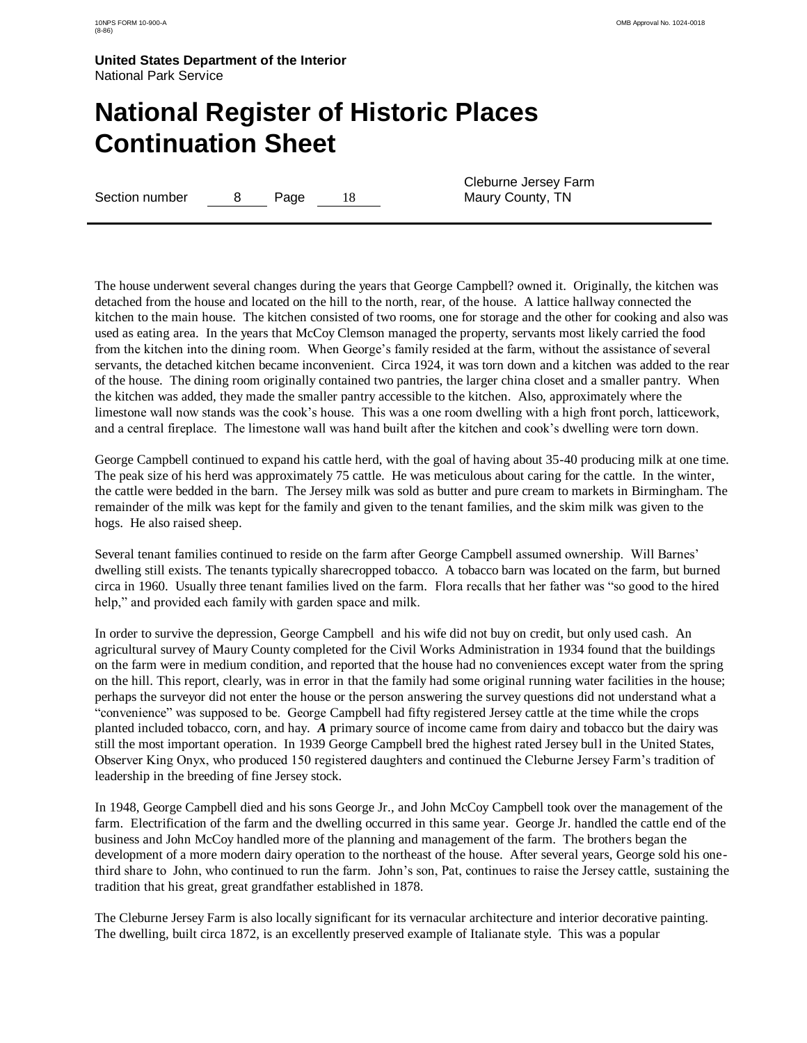The house underwent several changes during the years that George Campbell? owned it. Originally, the kitchen was detached from the house and located on the hill to the north, rear, of the house. A lattice hallway connected the kitchen to the main house. The kitchen consisted of two rooms, one for storage and the other for cooking and also was used as eating area. In the years that McCoy Clemson managed the property, servants most likely carried the food from the kitchen into the dining room. When George's family resided at the farm, without the assistance of several servants, the detached kitchen became inconvenient. Circa 1924, it was torn down and a kitchen was added to the rear of the house. The dining room originally contained two pantries, the larger china closet and a smaller pantry. When the kitchen was added, they made the smaller pantry accessible to the kitchen. Also, approximately where the limestone wall now stands was the cook's house. This was a one room dwelling with a high front porch, latticework, and a central fireplace. The limestone wall was hand built after the kitchen and cook's dwelling were torn down.

George Campbell continued to expand his cattle herd, with the goal of having about 35-40 producing milk at one time. The peak size of his herd was approximately 75 cattle. He was meticulous about caring for the cattle. In the winter, the cattle were bedded in the barn. The Jersey milk was sold as butter and pure cream to markets in Birmingham. The remainder of the milk was kept for the family and given to the tenant families, and the skim milk was given to the hogs. He also raised sheep.

Several tenant families continued to reside on the farm after George Campbell assumed ownership. Will Barnes' dwelling still exists. The tenants typically sharecropped tobacco. A tobacco barn was located on the farm, but burned circa in 1960. Usually three tenant families lived on the farm. Flora recalls that her father was "so good to the hired help," and provided each family with garden space and milk.

In order to survive the depression, George Campbell and his wife did not buy on credit, but only used cash. An agricultural survey of Maury County completed for the Civil Works Administration in 1934 found that the buildings on the farm were in medium condition, and reported that the house had no conveniences except water from the spring on the hill. This report, clearly, was in error in that the family had some original running water facilities in the house; perhaps the surveyor did not enter the house or the person answering the survey questions did not understand what a "convenience" was supposed to be. George Campbell had fifty registered Jersey cattle at the time while the crops planted included tobacco, corn, and hay. ***A*** primary source of income came from dairy and tobacco but the dairy was still the most important operation. In 1939 George Campbell bred the highest rated Jersey bull in the United States, Observer King Onyx, who produced 150 registered daughters and continued the Cleburne Jersey Farm's tradition of leadership in the breeding of fine Jersey stock.

In 1948, George Campbell died and his sons George Jr., and John McCoy Campbell took over the management of the farm. Electrification of the farm and the dwelling occurred in this same year. George Jr. handled the cattle end of the business and John McCoy handled more of the planning and management of the farm. The brothers began the development of a more modern dairy operation to the northeast of the house. After several years, George sold his one-third share to John, who continued to run the farm. John's son, Pat, continues to raise the Jersey cattle, sustaining the tradition that his great, great grandfather established in 1878.

The Cleburne Jersey Farm is also locally significant for its vernacular architecture and interior decorative painting. The dwelling, built circa 1872, is an excellently preserved example of Italianate style. This was a popular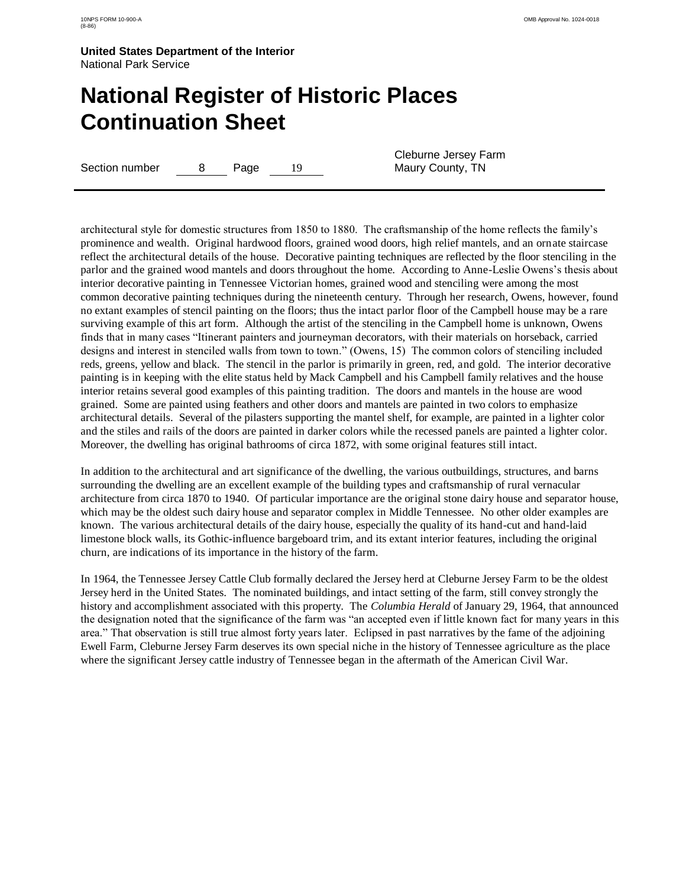architectural style for domestic structures from 1850 to 1880. The craftsmanship of the home reflects the family's prominence and wealth. Original hardwood floors, grained wood doors, high relief mantels, and an ornate staircase reflect the architectural details of the house. Decorative painting techniques are reflected by the floor stenciling in the parlor and the grained wood mantels and doors throughout the home. According to Anne-Leslie Owens's thesis about interior decorative painting in Tennessee Victorian homes, grained wood and stenciling were among the most common decorative painting techniques during the nineteenth century. Through her research, Owens, however, found no extant examples of stencil painting on the floors; thus the intact parlor floor of the Campbell house may be a rare surviving example of this art form. Although the artist of the stenciling in the Campbell home is unknown, Owens finds that in many cases "Itinerant painters and journeyman decorators, with their materials on horseback, carried designs and interest in stenciled walls from town to town." (Owens, 15) The common colors of stenciling included reds, greens, yellow and black. The stencil in the parlor is primarily in green, red, and gold. The interior decorative painting is in keeping with the elite status held by Mack Campbell and his Campbell family relatives and the house interior retains several good examples of this painting tradition. The doors and mantels in the house are wood grained. Some are painted using feathers and other doors and mantels are painted in two colors to emphasize architectural details. Several of the pilasters supporting the mantel shelf, for example, are painted in a lighter color and the stiles and rails of the doors are painted in darker colors while the recessed panels are painted a lighter color. Moreover, the dwelling has original bathrooms of circa 1872, with some original features still intact.

In addition to the architectural and art significance of the dwelling, the various outbuildings, structures, and barns surrounding the dwelling are an excellent example of the building types and craftsmanship of rural vernacular architecture from circa 1870 to 1940. Of particular importance are the original stone dairy house and separator house, which may be the oldest such dairy house and separator complex in Middle Tennessee. No other older examples are known. The various architectural details of the dairy house, especially the quality of its hand-cut and hand-laid limestone block walls, its Gothic-influence bargeboard trim, and its extant interior features, including the original churn, are indications of its importance in the history of the farm.

In 1964, the Tennessee Jersey Cattle Club formally declared the Jersey herd at Cleburne Jersey Farm to be the oldest Jersey herd in the United States. The nominated buildings, and intact setting of the farm, still convey strongly the history and accomplishment associated with this property. The *Columbia Herald* of January 29, 1964, that announced the designation noted that the significance of the farm was "an accepted even if little known fact for many years in this area." That observation is still true almost forty years later. Eclipsed in past narratives by the fame of the adjoining Ewell Farm, Cleburne Jersey Farm deserves its own special niche in the history of Tennessee agriculture as the place where the significant Jersey cattle industry of Tennessee began in the aftermath of the American Civil War.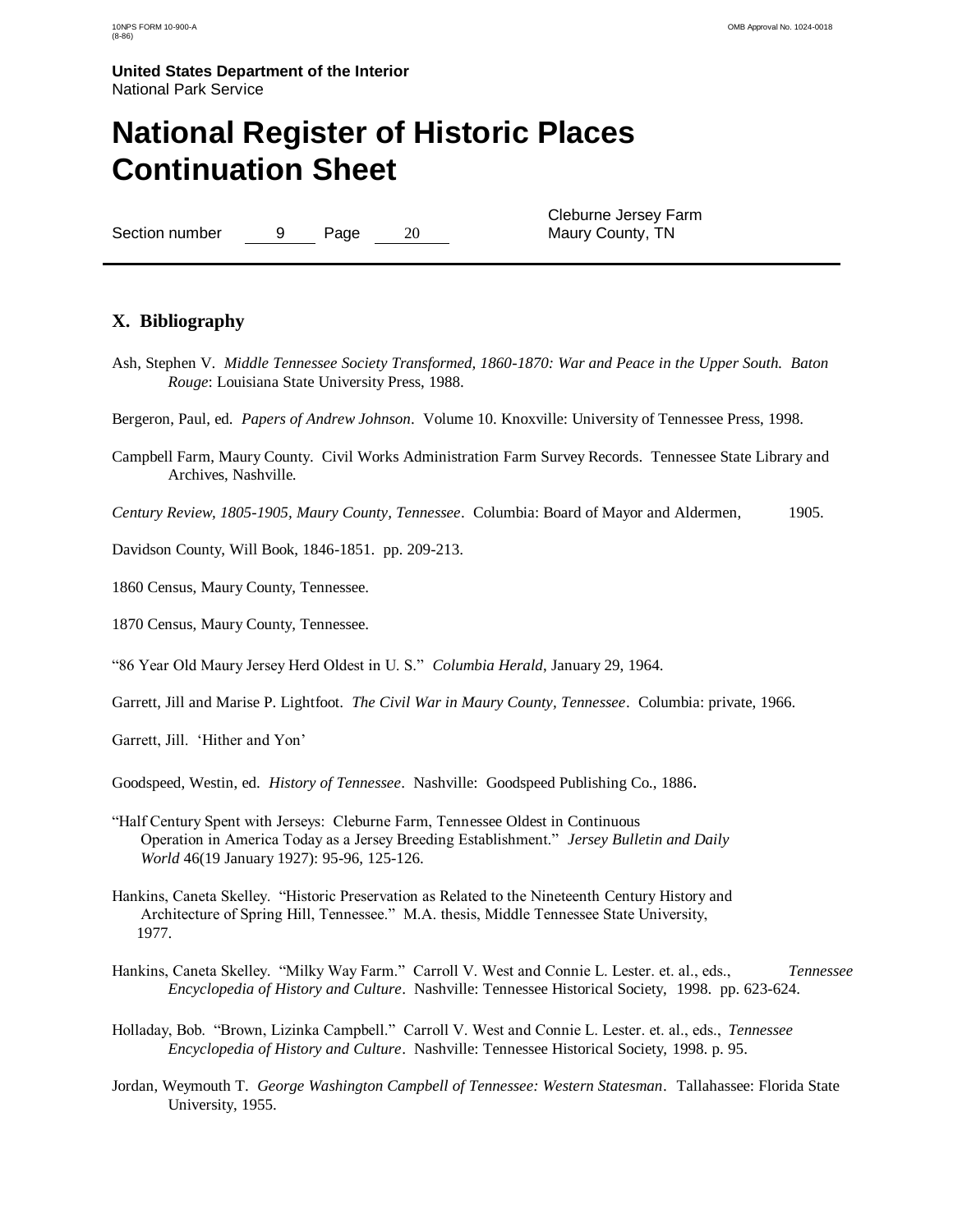# United States Department of the Interior
National Park Service

# National Register of Historic Places Continuation Sheet

Section number 9 Page 20

Cleburne Jersey Farm
Maury County, TN

## X. Bibliography

Ash, Stephen V. *Middle Tennessee Society Transformed, 1860-1870: War and Peace in the Upper South. Baton Rouge*: Louisiana State University Press, 1988.

Bergeron, Paul, ed. *Papers of Andrew Johnson*. Volume 10. Knoxville: University of Tennessee Press, 1998.

Campbell Farm, Maury County. Civil Works Administration Farm Survey Records. Tennessee State Library and Archives, Nashville.

*Century Review, 1805-1905, Maury County, Tennessee*. Columbia: Board of Mayor and Aldermen, 1905.

Davidson County, Will Book, 1846-1851. pp. 209-213.

1860 Census, Maury County, Tennessee.

1870 Census, Maury County, Tennessee.

"86 Year Old Maury Jersey Herd Oldest in U. S." *Columbia Herald*, January 29, 1964.

Garrett, Jill and Marise P. Lightfoot. *The Civil War in Maury County, Tennessee*. Columbia: private, 1966.

Garrett, Jill. 'Hither and Yon'

Goodspeed, Westin, ed. *History of Tennessee*. Nashville: Goodspeed Publishing Co., 1886.

"Half Century Spent with Jerseys: Cleburne Farm, Tennessee Oldest in Continuous Operation in America Today as a Jersey Breeding Establishment." *Jersey Bulletin and Daily World* 46(19 January 1927): 95-96, 125-126.

Hankins, Caneta Skelley. "Historic Preservation as Related to the Nineteenth Century History and Architecture of Spring Hill, Tennessee." M.A. thesis, Middle Tennessee State University, 1977.

Hankins, Caneta Skelley. "Milky Way Farm." Carroll V. West and Connie L. Lester. et. al., eds., *Tennessee Encyclopedia of History and Culture*. Nashville: Tennessee Historical Society, 1998. pp. 623-624.

Holladay, Bob. "Brown, Lizinka Campbell." Carroll V. West and Connie L. Lester. et. al., eds., *Tennessee Encyclopedia of History and Culture*. Nashville: Tennessee Historical Society, 1998. p. 95.

Jordan, Weymouth T. *George Washington Campbell of Tennessee: Western Statesman*. Tallahassee: Florida State University, 1955.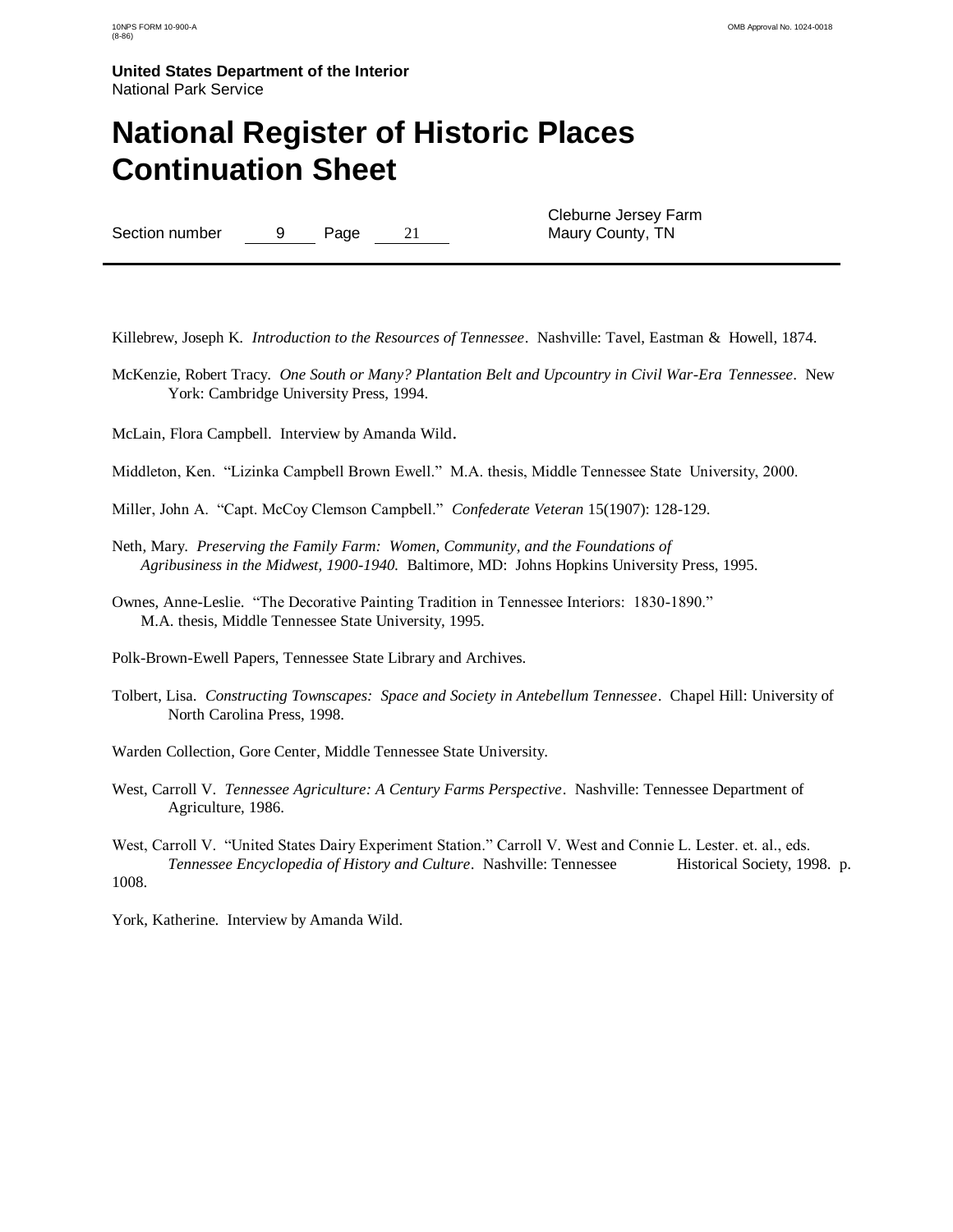**United States Department of the Interior**
National Park Service

# National Register of Historic Places Continuation Sheet

Section number 9 Page 21

Cleburne Jersey Farm
Maury County, TN

Killebrew, Joseph K. *Introduction to the Resources of Tennessee*. Nashville: Tavel, Eastman & Howell, 1874.

McKenzie, Robert Tracy. *One South or Many? Plantation Belt and Upcountry in Civil War-Era Tennessee*. New York: Cambridge University Press, 1994.

McLain, Flora Campbell. Interview by Amanda Wild.

Middleton, Ken. "Lizinka Campbell Brown Ewell." M.A. thesis, Middle Tennessee State University, 2000.

Miller, John A. "Capt. McCoy Clemson Campbell." *Confederate Veteran* 15(1907): 128-129.

Neth, Mary. *Preserving the Family Farm: Women, Community, and the Foundations of Agribusiness in the Midwest, 1900-1940.* Baltimore, MD: Johns Hopkins University Press, 1995.

Ownes, Anne-Leslie. "The Decorative Painting Tradition in Tennessee Interiors: 1830-1890." M.A. thesis, Middle Tennessee State University, 1995.

Polk-Brown-Ewell Papers, Tennessee State Library and Archives.

Tolbert, Lisa. *Constructing Townscapes: Space and Society in Antebellum Tennessee*. Chapel Hill: University of North Carolina Press, 1998.

Warden Collection, Gore Center, Middle Tennessee State University.

West, Carroll V. *Tennessee Agriculture: A Century Farms Perspective*. Nashville: Tennessee Department of Agriculture, 1986.

West, Carroll V. "United States Dairy Experiment Station." Carroll V. West and Connie L. Lester. et. al., eds. *Tennessee Encyclopedia of History and Culture*. Nashville: Tennessee Historical Society, 1998. p. 1008.

York, Katherine. Interview by Amanda Wild.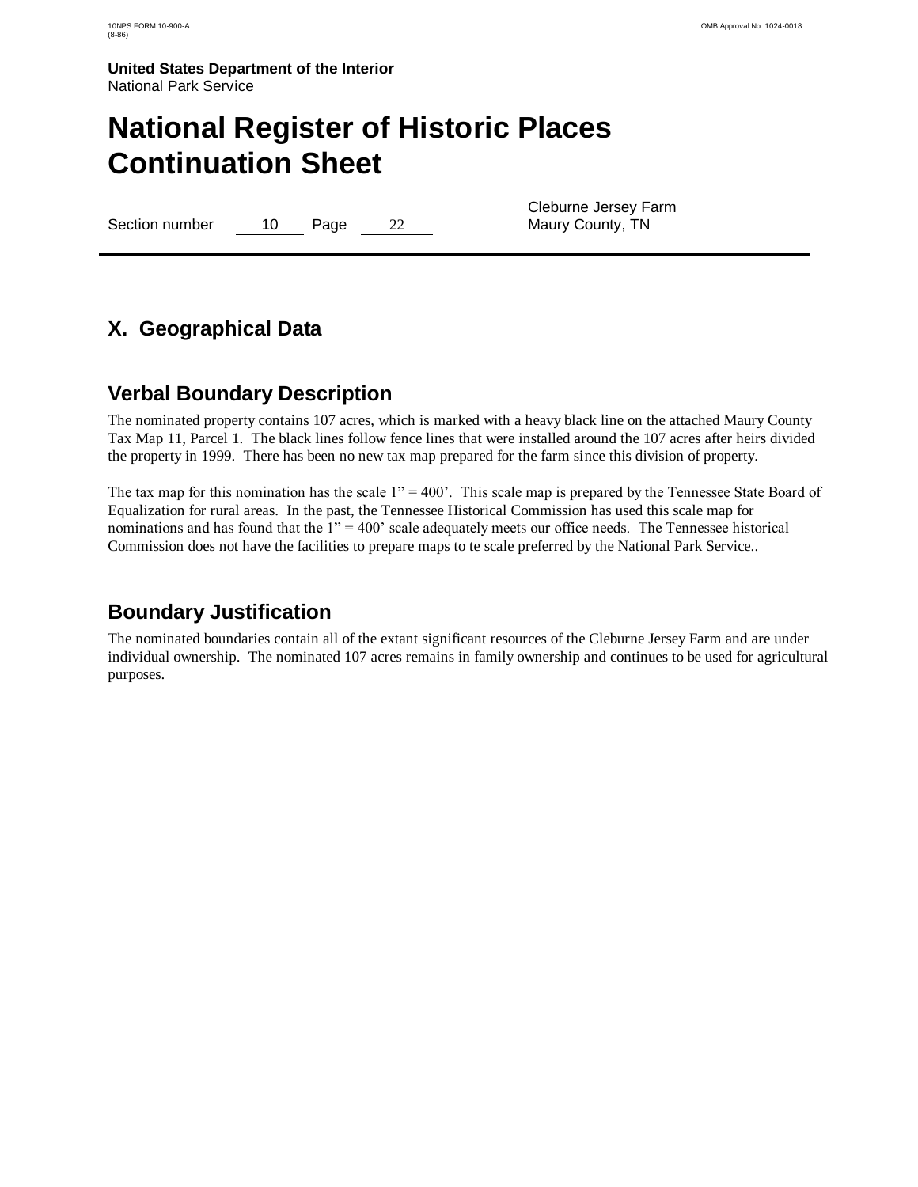# X. Geographical Data

## Verbal Boundary Description

The nominated property contains 107 acres, which is marked with a heavy black line on the attached Maury County Tax Map 11, Parcel 1. The black lines follow fence lines that were installed around the 107 acres after heirs divided the property in 1999. There has been no new tax map prepared for the farm since this division of property.

The tax map for this nomination has the scale 1" = 400'. This scale map is prepared by the Tennessee State Board of Equalization for rural areas. In the past, the Tennessee Historical Commission has used this scale map for nominations and has found that the 1" = 400' scale adequately meets our office needs. The Tennessee historical Commission does not have the facilities to prepare maps to te scale preferred by the National Park Service..

## Boundary Justification

The nominated boundaries contain all of the extant significant resources of the Cleburne Jersey Farm and are under individual ownership. The nominated 107 acres remains in family ownership and continues to be used for agricultural purposes.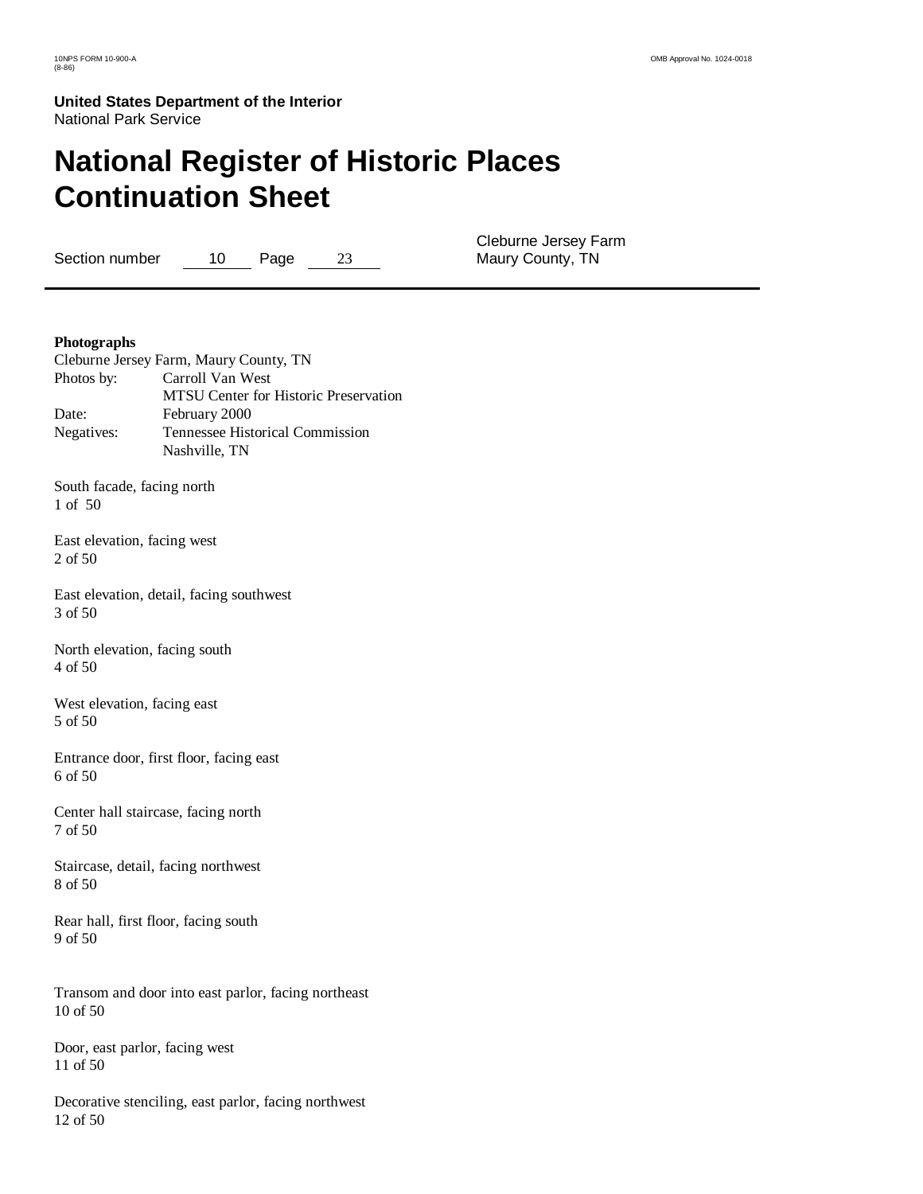**United States Department of the Interior**
National Park Service

# National Register of Historic Places Continuation Sheet

Section number 10 Page 23

Cleburne Jersey Farm
Maury County, TN

**Photographs**

Cleburne Jersey Farm, Maury County, TN

| | |
|---|---|
| Photos by: | Carroll Van West<br>MTSU Center for Historic Preservation |
| Date: | February 2000 |
| Negatives: | Tennessee Historical Commission<br>Nashville, TN |

South facade, facing north
1 of 50

East elevation, facing west
2 of 50

East elevation, detail, facing southwest
3 of 50

North elevation, facing south
4 of 50

West elevation, facing east
5 of 50

Entrance door, first floor, facing east
6 of 50

Center hall staircase, facing north
7 of 50

Staircase, detail, facing northwest
8 of 50

Rear hall, first floor, facing south
9 of 50

Transom and door into east parlor, facing northeast
10 of 50

Door, east parlor, facing west
11 of 50

Decorative stenciling, east parlor, facing northwest
12 of 50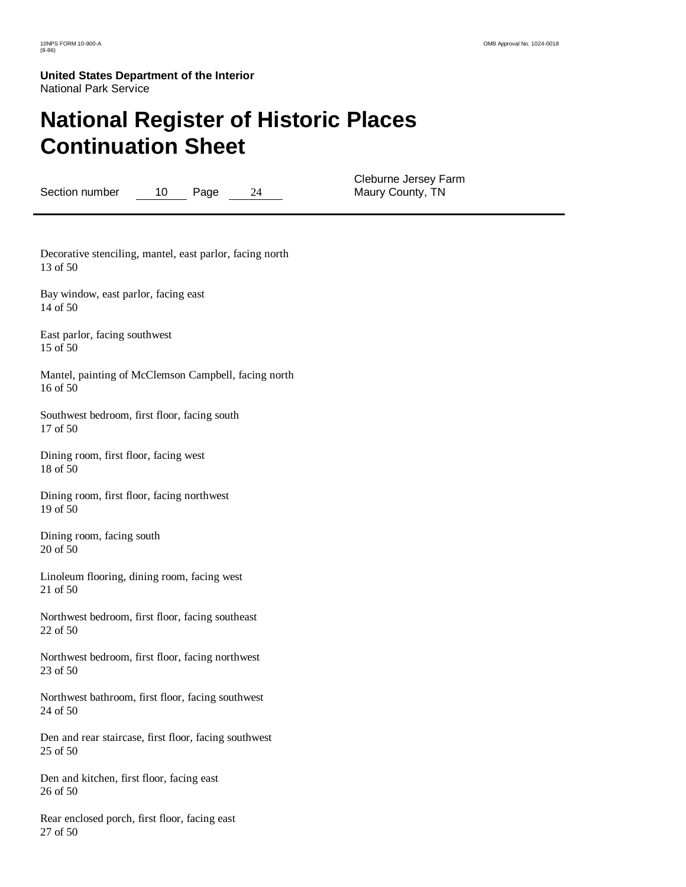**United States Department of the Interior**
National Park Service

# National Register of Historic Places Continuation Sheet

Section number 10 Page 24

Cleburne Jersey Farm
Maury County, TN

Decorative stenciling, mantel, east parlor, facing north
13 of 50

Bay window, east parlor, facing east
14 of 50

East parlor, facing southwest
15 of 50

Mantel, painting of McClemson Campbell, facing north
16 of 50

Southwest bedroom, first floor, facing south
17 of 50

Dining room, first floor, facing west
18 of 50

Dining room, first floor, facing northwest
19 of 50

Dining room, facing south
20 of 50

Linoleum flooring, dining room, facing west
21 of 50

Northwest bedroom, first floor, facing southeast
22 of 50

Northwest bedroom, first floor, facing northwest
23 of 50

Northwest bathroom, first floor, facing southwest
24 of 50

Den and rear staircase, first floor, facing southwest
25 of 50

Den and kitchen, first floor, facing east
26 of 50

Rear enclosed porch, first floor, facing east
27 of 50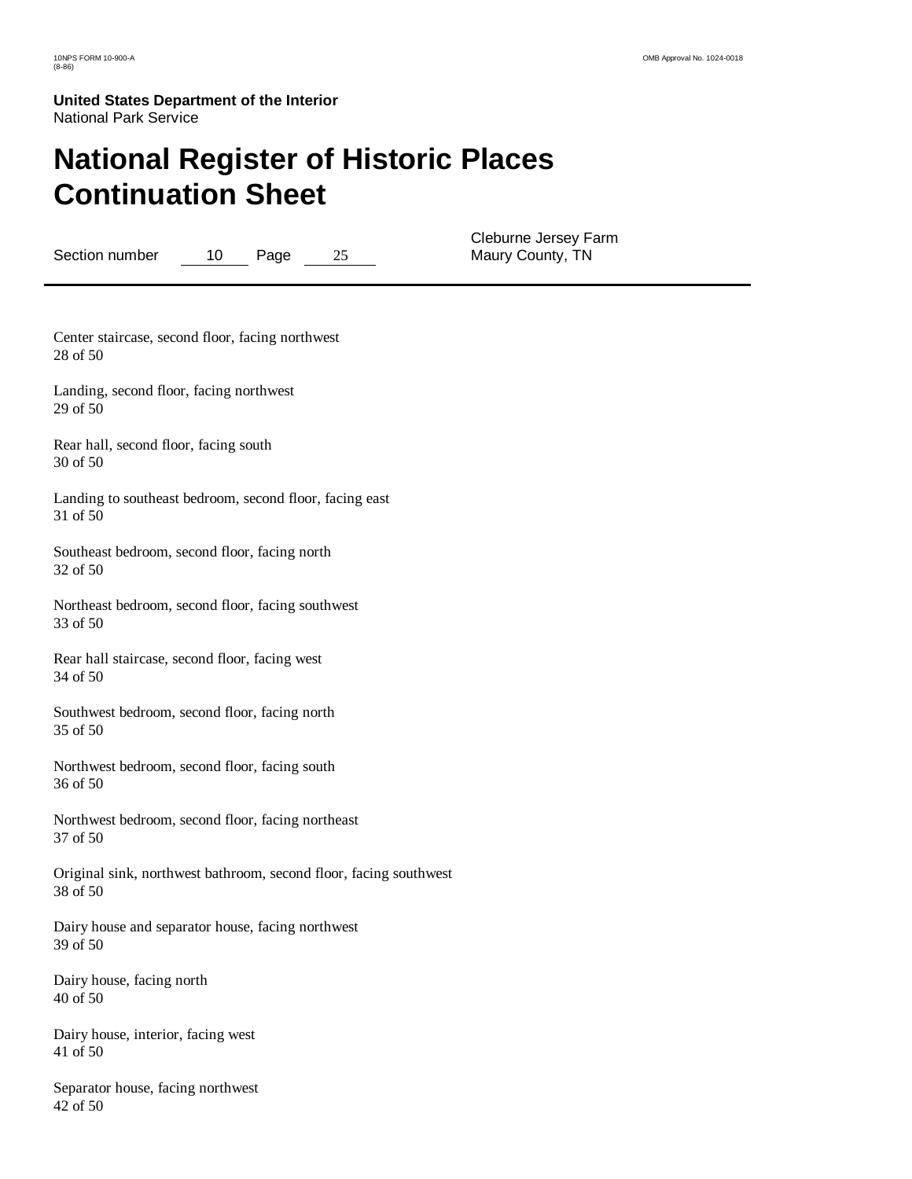United States Department of the Interior
National Park Service

# National Register of Historic Places Continuation Sheet

Section number 10 Page 25

Cleburne Jersey Farm
Maury County, TN

---

Center staircase, second floor, facing northwest
28 of 50

Landing, second floor, facing northwest
29 of 50

Rear hall, second floor, facing south
30 of 50

Landing to southeast bedroom, second floor, facing east
31 of 50

Southeast bedroom, second floor, facing north
32 of 50

Northeast bedroom, second floor, facing southwest
33 of 50

Rear hall staircase, second floor, facing west
34 of 50

Southwest bedroom, second floor, facing north
35 of 50

Northwest bedroom, second floor, facing south
36 of 50

Northwest bedroom, second floor, facing northeast
37 of 50

Original sink, northwest bathroom, second floor, facing southwest
38 of 50

Dairy house and separator house, facing northwest
39 of 50

Dairy house, facing north
40 of 50

Dairy house, interior, facing west
41 of 50

Separator house, facing northwest
42 of 50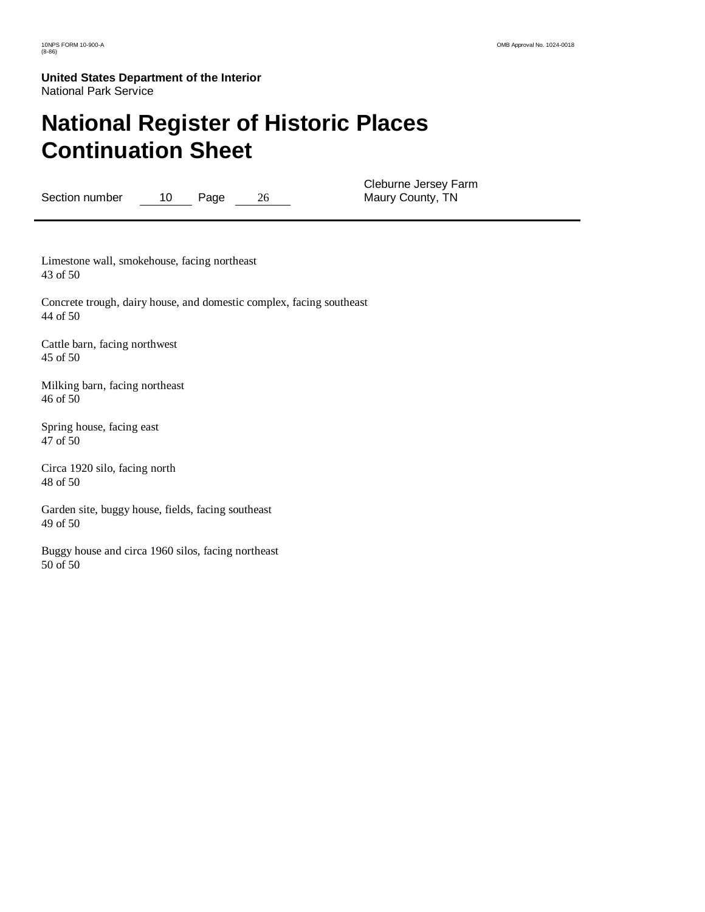Limestone wall, smokehouse, facing northeast
43 of 50

Concrete trough, dairy house, and domestic complex, facing southeast
44 of 50

Cattle barn, facing northwest
45 of 50

Milking barn, facing northeast
46 of 50

Spring house, facing east
47 of 50

Circa 1920 silo, facing north
48 of 50

Garden site, buggy house, fields, facing southeast
49 of 50

Buggy house and circa 1960 silos, facing northeast
50 of 50